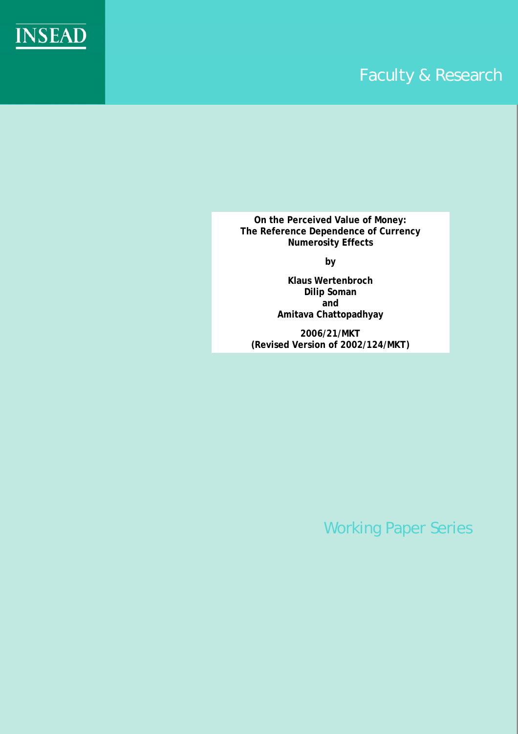INSEAD

Faculty & Research

**On the Perceived Value of Money: The Reference Dependence of Currency Numerosity Effects**

by

**Klaus Wertenbroch**
**Dilip Soman**
**and**
**Amitava Chattopadhyay**

**2006/21/MKT**
**(Revised Version of 2002/124/MKT)**

Working Paper Series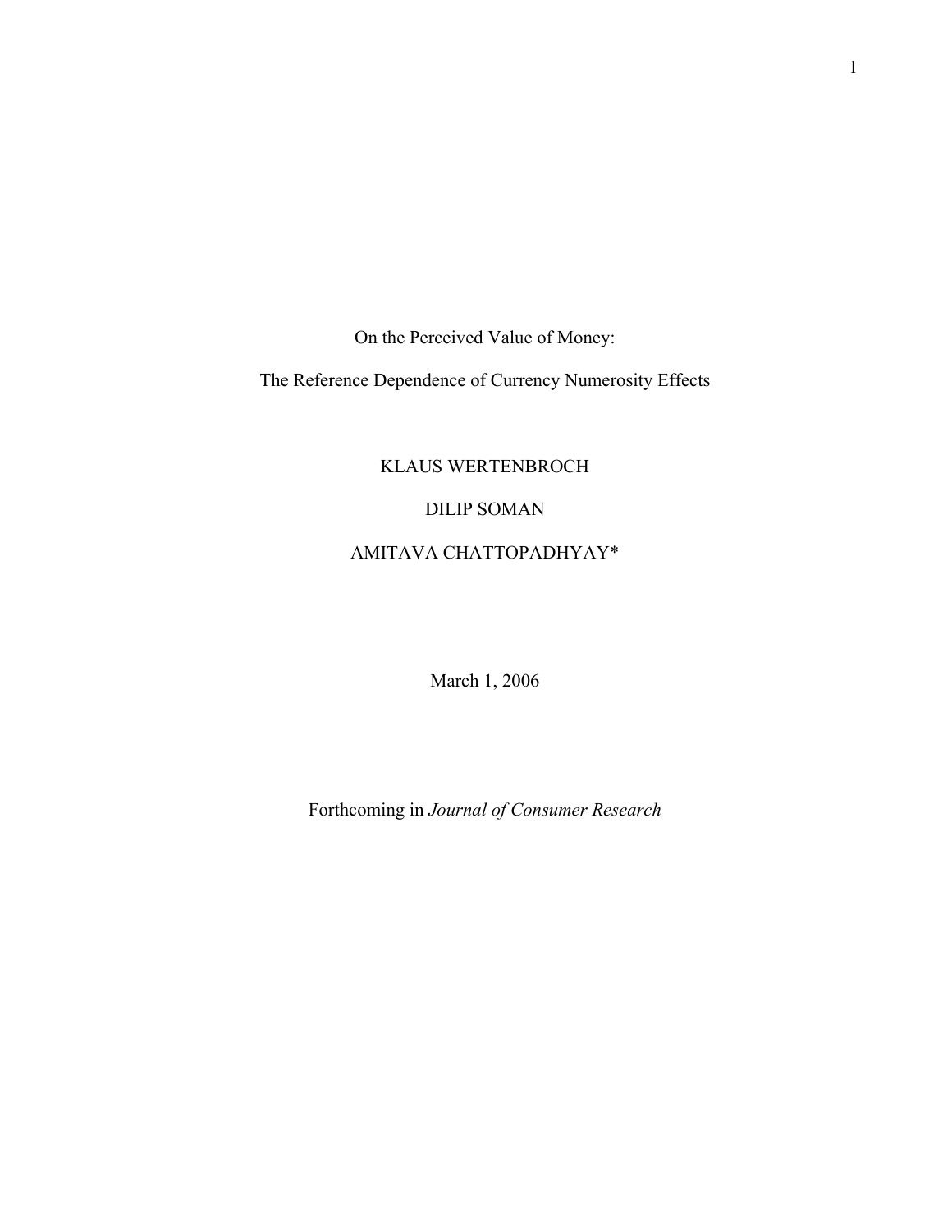# On the Perceived Value of Money:

# The Reference Dependence of Currency Numerosity Effects

KLAUS WERTENBROCH

DILIP SOMAN

AMITAVA CHATTOPADHYAY*

March 1, 2006

Forthcoming in *Journal of Consumer Research*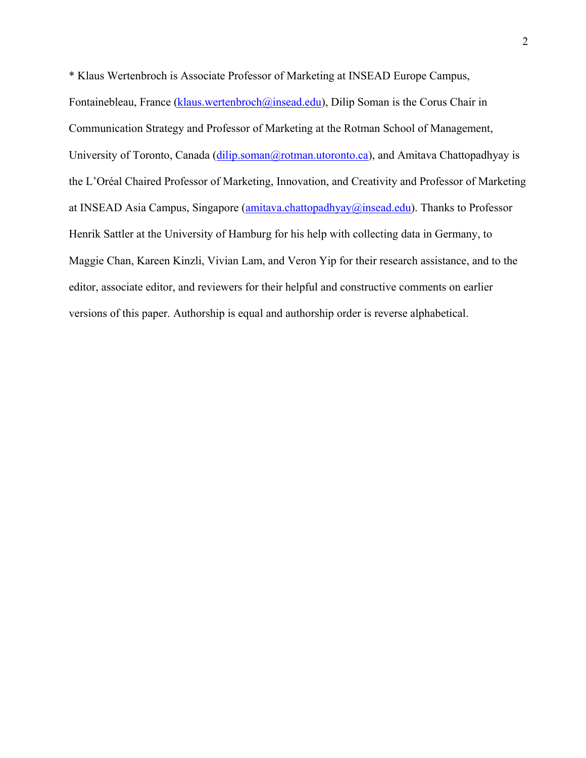* Klaus Wertenbroch is Associate Professor of Marketing at INSEAD Europe Campus, Fontainebleau, France (klaus.wertenbroch@insead.edu), Dilip Soman is the Corus Chair in Communication Strategy and Professor of Marketing at the Rotman School of Management, University of Toronto, Canada (dilip.soman@rotman.utoronto.ca), and Amitava Chattopadhyay is the L'Oréal Chaired Professor of Marketing, Innovation, and Creativity and Professor of Marketing at INSEAD Asia Campus, Singapore (amitava.chattopadhyay@insead.edu). Thanks to Professor Henrik Sattler at the University of Hamburg for his help with collecting data in Germany, to Maggie Chan, Kareen Kinzli, Vivian Lam, and Veron Yip for their research assistance, and to the editor, associate editor, and reviewers for their helpful and constructive comments on earlier versions of this paper. Authorship is equal and authorship order is reverse alphabetical.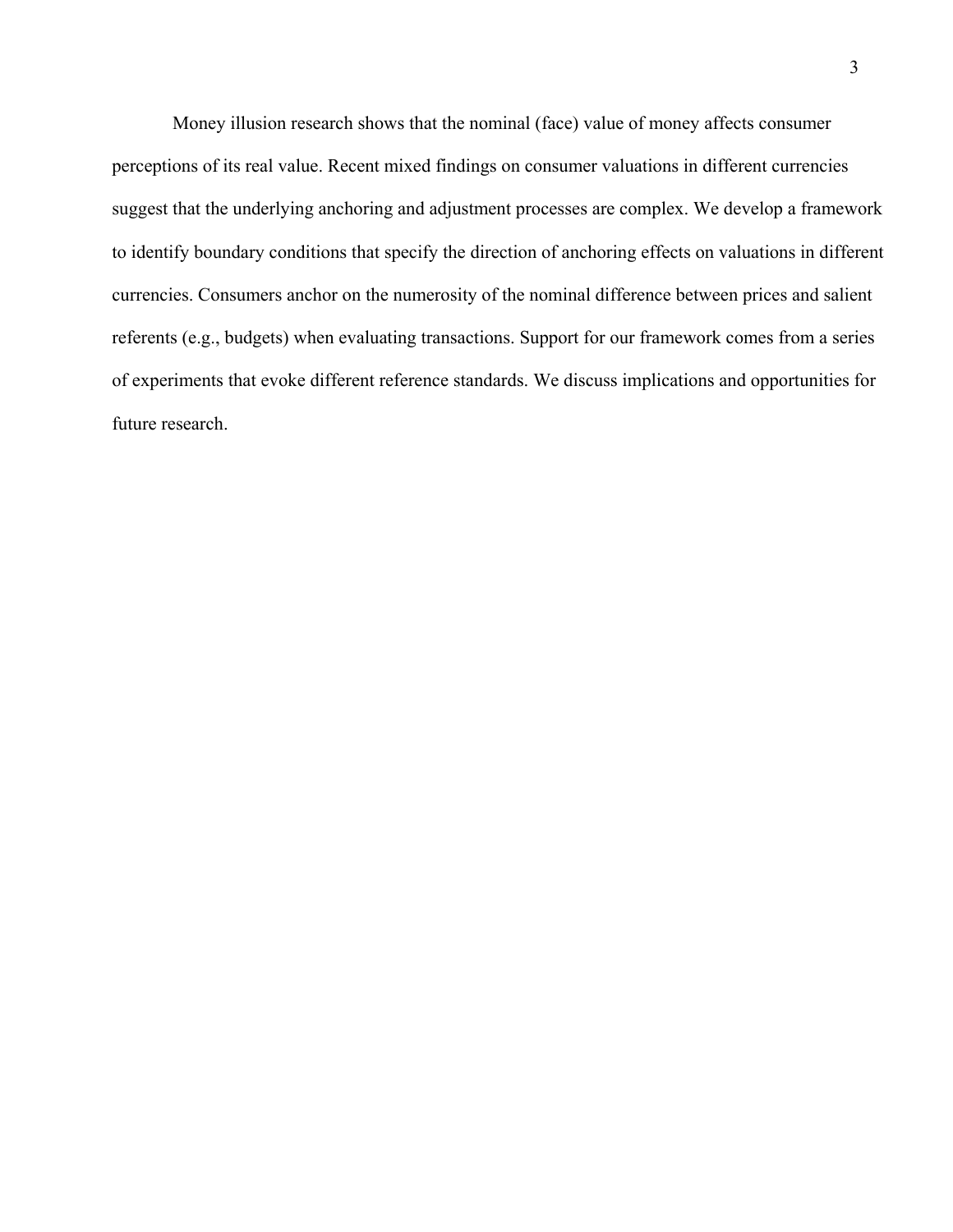Money illusion research shows that the nominal (face) value of money affects consumer perceptions of its real value. Recent mixed findings on consumer valuations in different currencies suggest that the underlying anchoring and adjustment processes are complex. We develop a framework to identify boundary conditions that specify the direction of anchoring effects on valuations in different currencies. Consumers anchor on the numerosity of the nominal difference between prices and salient referents (e.g., budgets) when evaluating transactions. Support for our framework comes from a series of experiments that evoke different reference standards. We discuss implications and opportunities for future research.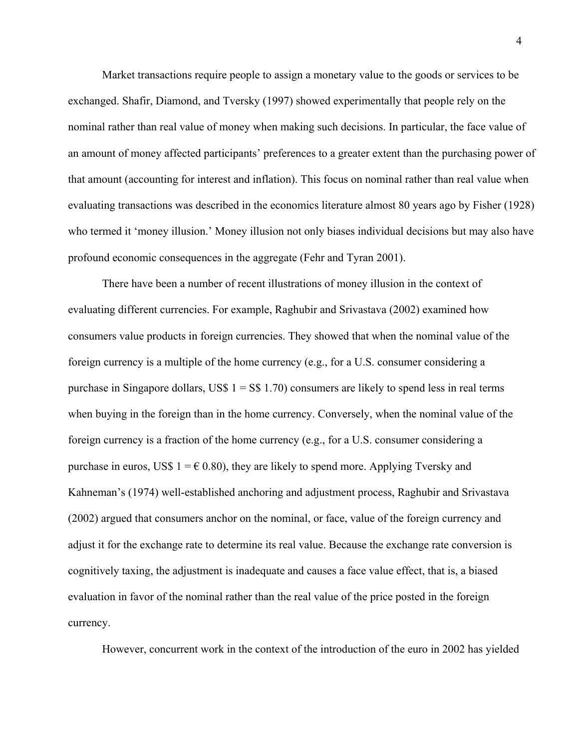Market transactions require people to assign a monetary value to the goods or services to be exchanged. Shafir, Diamond, and Tversky (1997) showed experimentally that people rely on the nominal rather than real value of money when making such decisions. In particular, the face value of an amount of money affected participants' preferences to a greater extent than the purchasing power of that amount (accounting for interest and inflation). This focus on nominal rather than real value when evaluating transactions was described in the economics literature almost 80 years ago by Fisher (1928) who termed it 'money illusion.' Money illusion not only biases individual decisions but may also have profound economic consequences in the aggregate (Fehr and Tyran 2001).

There have been a number of recent illustrations of money illusion in the context of evaluating different currencies. For example, Raghubir and Srivastava (2002) examined how consumers value products in foreign currencies. They showed that when the nominal value of the foreign currency is a multiple of the home currency (e.g., for a U.S. consumer considering a purchase in Singapore dollars, US\$ 1 = S\$ 1.70) consumers are likely to spend less in real terms when buying in the foreign than in the home currency. Conversely, when the nominal value of the foreign currency is a fraction of the home currency (e.g., for a U.S. consumer considering a purchase in euros, US\$ 1 = € 0.80), they are likely to spend more. Applying Tversky and Kahneman's (1974) well-established anchoring and adjustment process, Raghubir and Srivastava (2002) argued that consumers anchor on the nominal, or face, value of the foreign currency and adjust it for the exchange rate to determine its real value. Because the exchange rate conversion is cognitively taxing, the adjustment is inadequate and causes a face value effect, that is, a biased evaluation in favor of the nominal rather than the real value of the price posted in the foreign currency.

However, concurrent work in the context of the introduction of the euro in 2002 has yielded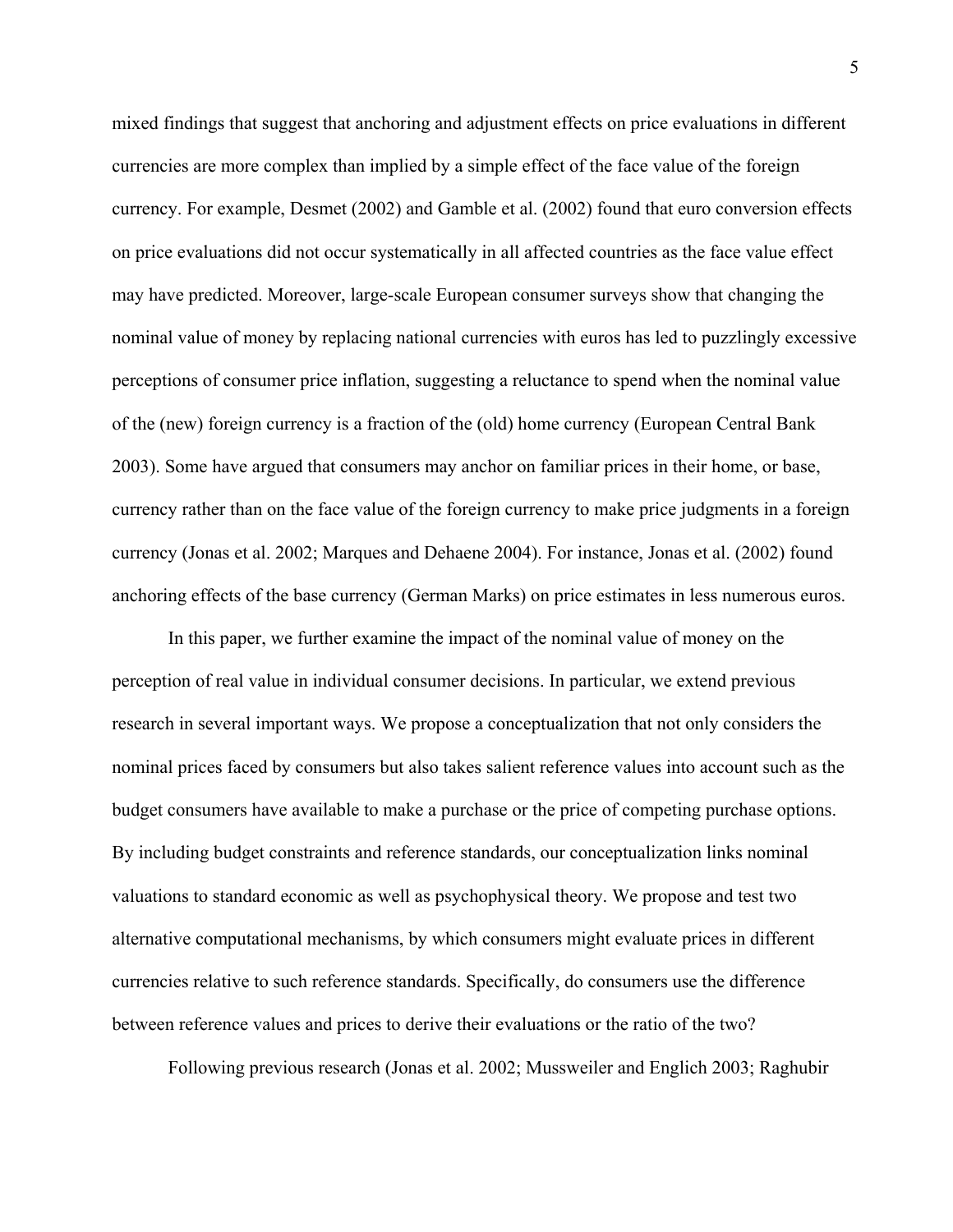mixed findings that suggest that anchoring and adjustment effects on price evaluations in different currencies are more complex than implied by a simple effect of the face value of the foreign currency. For example, Desmet (2002) and Gamble et al. (2002) found that euro conversion effects on price evaluations did not occur systematically in all affected countries as the face value effect may have predicted. Moreover, large-scale European consumer surveys show that changing the nominal value of money by replacing national currencies with euros has led to puzzlingly excessive perceptions of consumer price inflation, suggesting a reluctance to spend when the nominal value of the (new) foreign currency is a fraction of the (old) home currency (European Central Bank 2003). Some have argued that consumers may anchor on familiar prices in their home, or base, currency rather than on the face value of the foreign currency to make price judgments in a foreign currency (Jonas et al. 2002; Marques and Dehaene 2004). For instance, Jonas et al. (2002) found anchoring effects of the base currency (German Marks) on price estimates in less numerous euros.

In this paper, we further examine the impact of the nominal value of money on the perception of real value in individual consumer decisions. In particular, we extend previous research in several important ways. We propose a conceptualization that not only considers the nominal prices faced by consumers but also takes salient reference values into account such as the budget consumers have available to make a purchase or the price of competing purchase options. By including budget constraints and reference standards, our conceptualization links nominal valuations to standard economic as well as psychophysical theory. We propose and test two alternative computational mechanisms, by which consumers might evaluate prices in different currencies relative to such reference standards. Specifically, do consumers use the difference between reference values and prices to derive their evaluations or the ratio of the two?

Following previous research (Jonas et al. 2002; Mussweiler and Englich 2003; Raghubir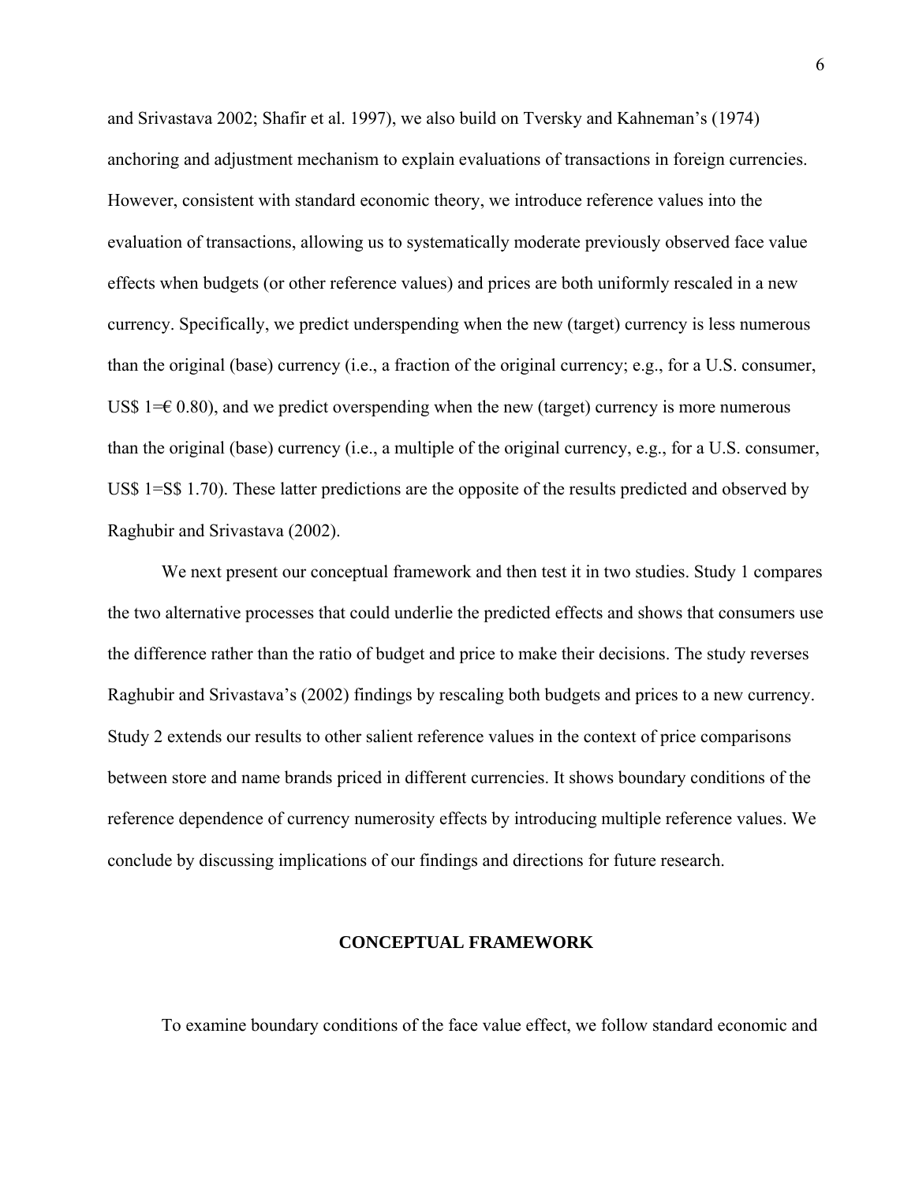and Srivastava 2002; Shafir et al. 1997), we also build on Tversky and Kahneman's (1974) anchoring and adjustment mechanism to explain evaluations of transactions in foreign currencies. However, consistent with standard economic theory, we introduce reference values into the evaluation of transactions, allowing us to systematically moderate previously observed face value effects when budgets (or other reference values) and prices are both uniformly rescaled in a new currency. Specifically, we predict underspending when the new (target) currency is less numerous than the original (base) currency (i.e., a fraction of the original currency; e.g., for a U.S. consumer, US$ 1=€ 0.80), and we predict overspending when the new (target) currency is more numerous than the original (base) currency (i.e., a multiple of the original currency, e.g., for a U.S. consumer, US$ 1=S$ 1.70). These latter predictions are the opposite of the results predicted and observed by Raghubir and Srivastava (2002).

We next present our conceptual framework and then test it in two studies. Study 1 compares the two alternative processes that could underlie the predicted effects and shows that consumers use the difference rather than the ratio of budget and price to make their decisions. The study reverses Raghubir and Srivastava's (2002) findings by rescaling both budgets and prices to a new currency. Study 2 extends our results to other salient reference values in the context of price comparisons between store and name brands priced in different currencies. It shows boundary conditions of the reference dependence of currency numerosity effects by introducing multiple reference values. We conclude by discussing implications of our findings and directions for future research.

## CONCEPTUAL FRAMEWORK

To examine boundary conditions of the face value effect, we follow standard economic and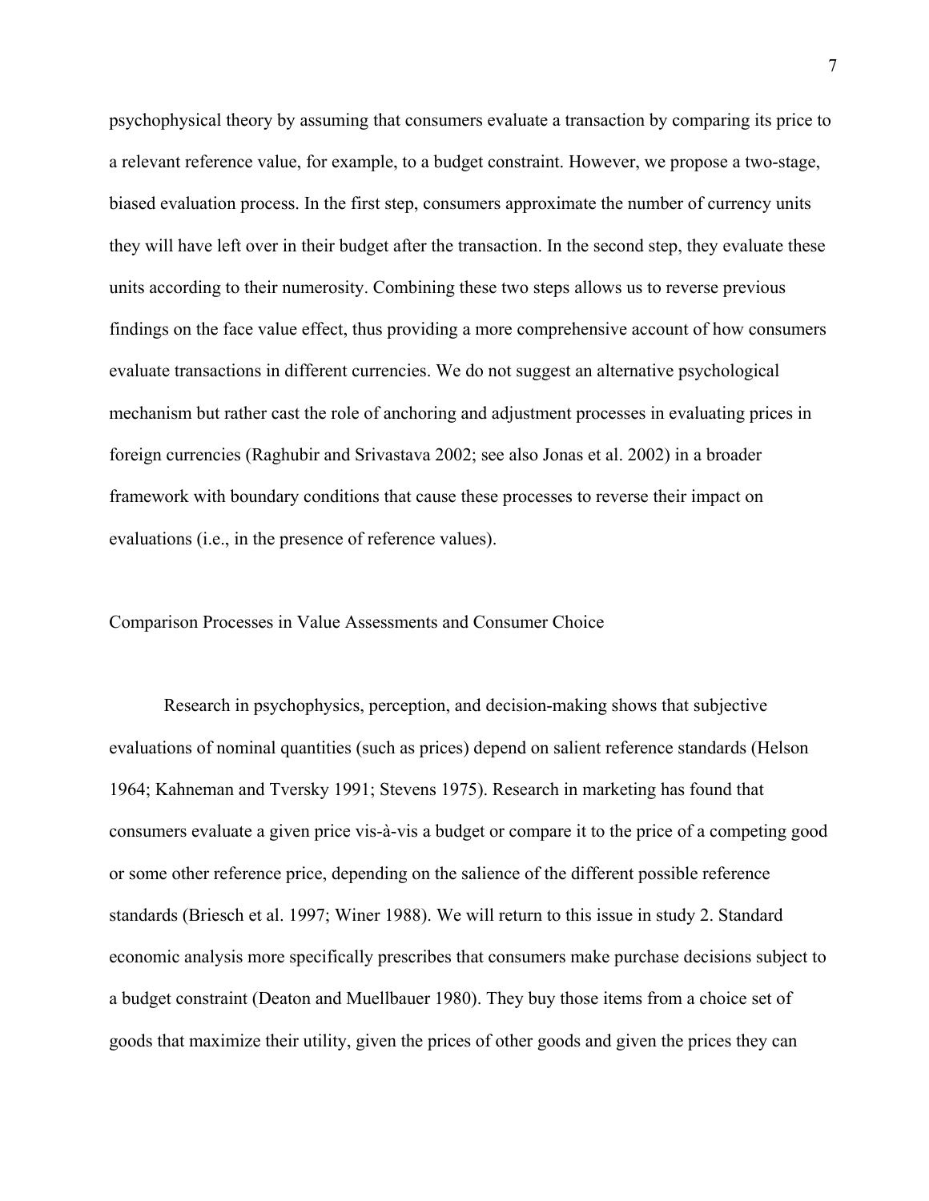psychophysical theory by assuming that consumers evaluate a transaction by comparing its price to a relevant reference value, for example, to a budget constraint. However, we propose a two-stage, biased evaluation process. In the first step, consumers approximate the number of currency units they will have left over in their budget after the transaction. In the second step, they evaluate these units according to their numerosity. Combining these two steps allows us to reverse previous findings on the face value effect, thus providing a more comprehensive account of how consumers evaluate transactions in different currencies. We do not suggest an alternative psychological mechanism but rather cast the role of anchoring and adjustment processes in evaluating prices in foreign currencies (Raghubir and Srivastava 2002; see also Jonas et al. 2002) in a broader framework with boundary conditions that cause these processes to reverse their impact on evaluations (i.e., in the presence of reference values).

## Comparison Processes in Value Assessments and Consumer Choice

Research in psychophysics, perception, and decision-making shows that subjective evaluations of nominal quantities (such as prices) depend on salient reference standards (Helson 1964; Kahneman and Tversky 1991; Stevens 1975). Research in marketing has found that consumers evaluate a given price vis-à-vis a budget or compare it to the price of a competing good or some other reference price, depending on the salience of the different possible reference standards (Briesch et al. 1997; Winer 1988). We will return to this issue in study 2. Standard economic analysis more specifically prescribes that consumers make purchase decisions subject to a budget constraint (Deaton and Muellbauer 1980). They buy those items from a choice set of goods that maximize their utility, given the prices of other goods and given the prices they can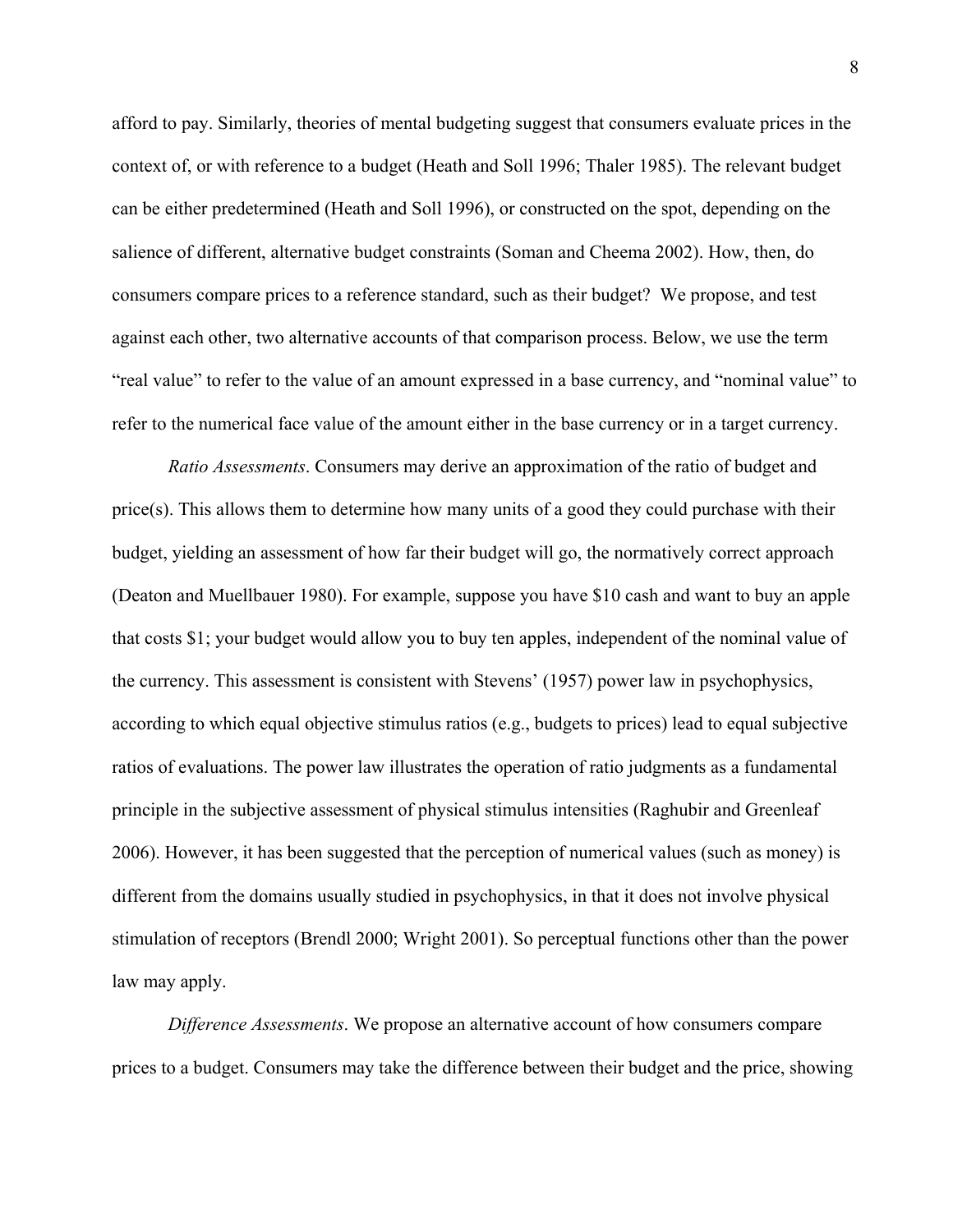afford to pay. Similarly, theories of mental budgeting suggest that consumers evaluate prices in the context of, or with reference to a budget (Heath and Soll 1996; Thaler 1985). The relevant budget can be either predetermined (Heath and Soll 1996), or constructed on the spot, depending on the salience of different, alternative budget constraints (Soman and Cheema 2002). How, then, do consumers compare prices to a reference standard, such as their budget? We propose, and test against each other, two alternative accounts of that comparison process. Below, we use the term "real value" to refer to the value of an amount expressed in a base currency, and "nominal value" to refer to the numerical face value of the amount either in the base currency or in a target currency.

*Ratio Assessments*. Consumers may derive an approximation of the ratio of budget and price(s). This allows them to determine how many units of a good they could purchase with their budget, yielding an assessment of how far their budget will go, the normatively correct approach (Deaton and Muellbauer 1980). For example, suppose you have $10 cash and want to buy an apple that costs $1; your budget would allow you to buy ten apples, independent of the nominal value of the currency. This assessment is consistent with Stevens' (1957) power law in psychophysics, according to which equal objective stimulus ratios (e.g., budgets to prices) lead to equal subjective ratios of evaluations. The power law illustrates the operation of ratio judgments as a fundamental principle in the subjective assessment of physical stimulus intensities (Raghubir and Greenleaf 2006). However, it has been suggested that the perception of numerical values (such as money) is different from the domains usually studied in psychophysics, in that it does not involve physical stimulation of receptors (Brendl 2000; Wright 2001). So perceptual functions other than the power law may apply.

*Difference Assessments*. We propose an alternative account of how consumers compare prices to a budget. Consumers may take the difference between their budget and the price, showing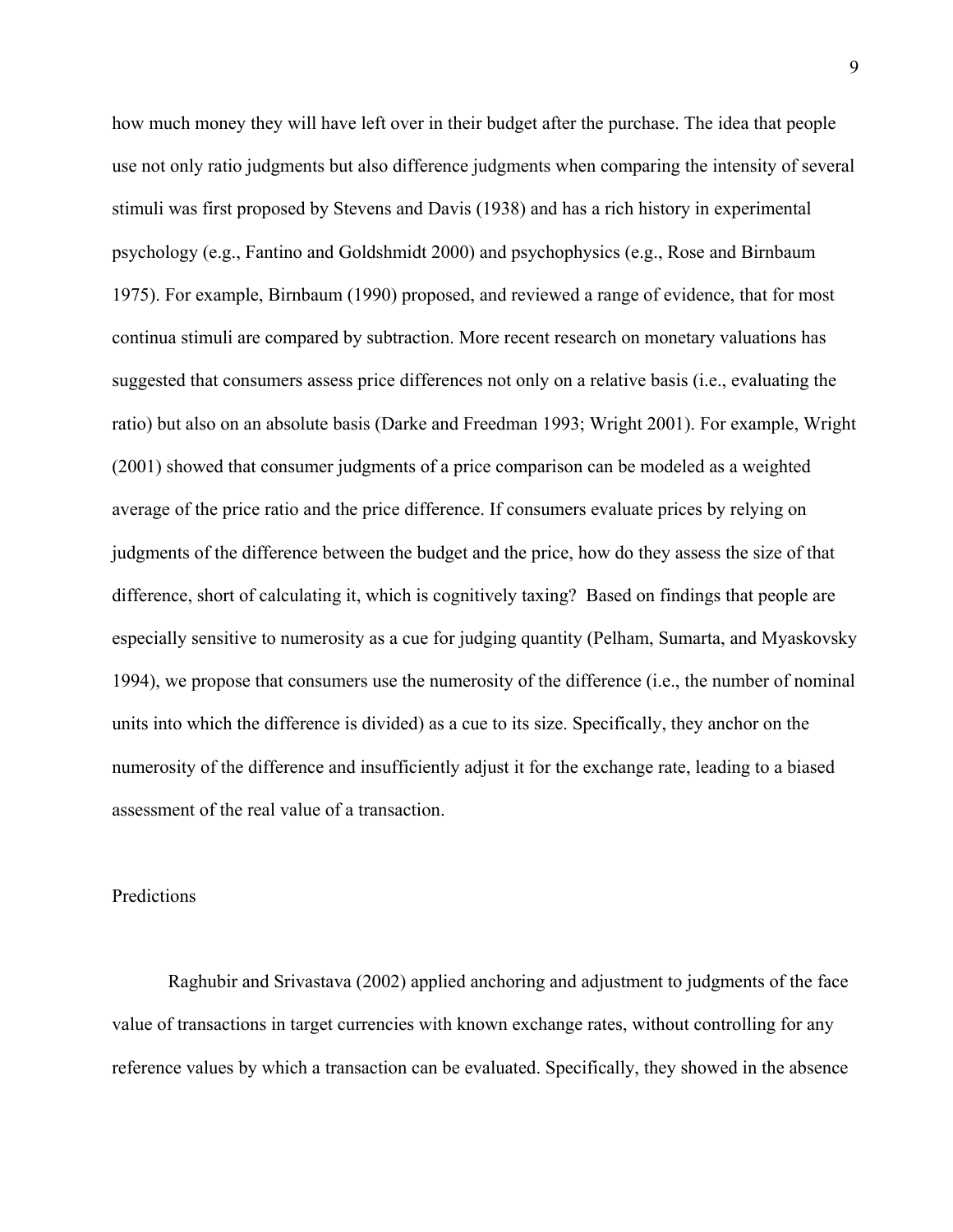how much money they will have left over in their budget after the purchase. The idea that people use not only ratio judgments but also difference judgments when comparing the intensity of several stimuli was first proposed by Stevens and Davis (1938) and has a rich history in experimental psychology (e.g., Fantino and Goldshmidt 2000) and psychophysics (e.g., Rose and Birnbaum 1975). For example, Birnbaum (1990) proposed, and reviewed a range of evidence, that for most continua stimuli are compared by subtraction. More recent research on monetary valuations has suggested that consumers assess price differences not only on a relative basis (i.e., evaluating the ratio) but also on an absolute basis (Darke and Freedman 1993; Wright 2001). For example, Wright (2001) showed that consumer judgments of a price comparison can be modeled as a weighted average of the price ratio and the price difference. If consumers evaluate prices by relying on judgments of the difference between the budget and the price, how do they assess the size of that difference, short of calculating it, which is cognitively taxing? Based on findings that people are especially sensitive to numerosity as a cue for judging quantity (Pelham, Sumarta, and Myaskovsky 1994), we propose that consumers use the numerosity of the difference (i.e., the number of nominal units into which the difference is divided) as a cue to its size. Specifically, they anchor on the numerosity of the difference and insufficiently adjust it for the exchange rate, leading to a biased assessment of the real value of a transaction.

## Predictions

Raghubir and Srivastava (2002) applied anchoring and adjustment to judgments of the face value of transactions in target currencies with known exchange rates, without controlling for any reference values by which a transaction can be evaluated. Specifically, they showed in the absence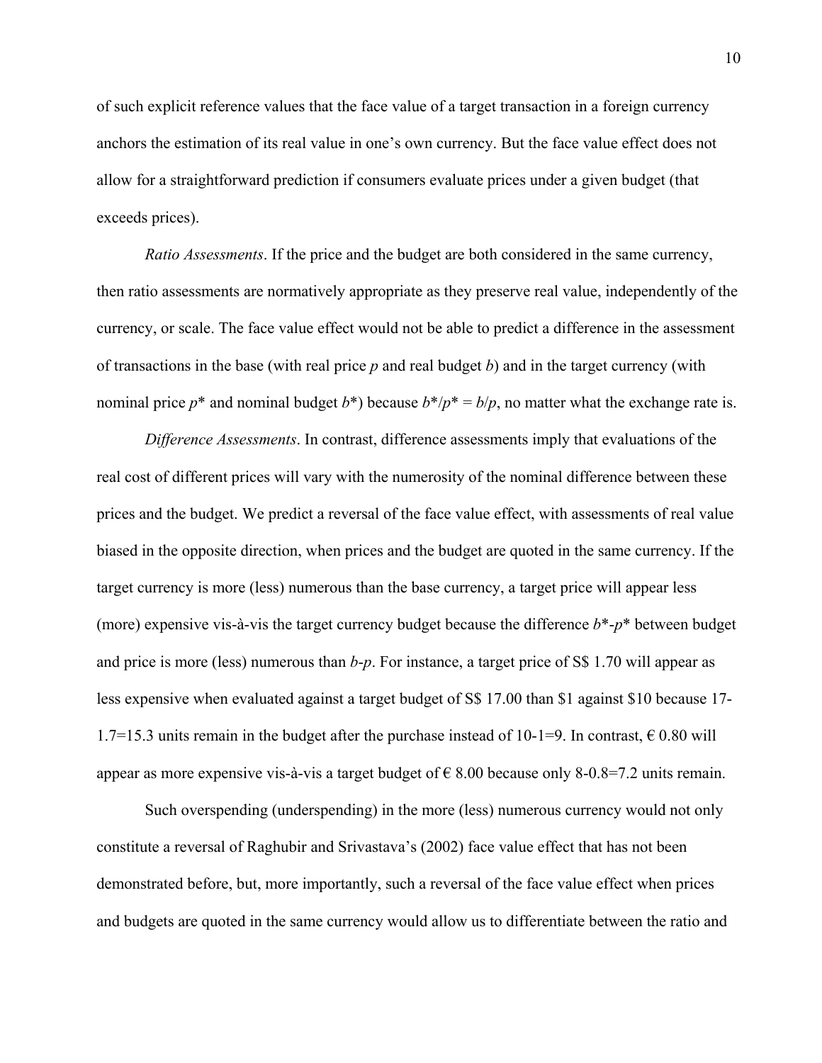of such explicit reference values that the face value of a target transaction in a foreign currency anchors the estimation of its real value in one's own currency. But the face value effect does not allow for a straightforward prediction if consumers evaluate prices under a given budget (that exceeds prices).

*Ratio Assessments*. If the price and the budget are both considered in the same currency, then ratio assessments are normatively appropriate as they preserve real value, independently of the currency, or scale. The face value effect would not be able to predict a difference in the assessment of transactions in the base (with real price $p$ and real budget $b$) and in the target currency (with nominal price $p^*$ and nominal budget $b^*$) because $b^*/p^* = b/p$, no matter what the exchange rate is.

*Difference Assessments*. In contrast, difference assessments imply that evaluations of the real cost of different prices will vary with the numerosity of the nominal difference between these prices and the budget. We predict a reversal of the face value effect, with assessments of real value biased in the opposite direction, when prices and the budget are quoted in the same currency. If the target currency is more (less) numerous than the base currency, a target price will appear less (more) expensive vis-à-vis the target currency budget because the difference $b^*-p^*$ between budget and price is more (less) numerous than $b-p$. For instance, a target price of S$ 1.70 will appear as less expensive when evaluated against a target budget of S$ 17.00 than $1 against $10 because $17-1.7=15.3$ units remain in the budget after the purchase instead of $10-1=9$. In contrast, € 0.80 will appear as more expensive vis-à-vis a target budget of € 8.00 because only $8-0.8=7.2$ units remain.

Such overspending (underspending) in the more (less) numerous currency would not only constitute a reversal of Raghubir and Srivastava's (2002) face value effect that has not been demonstrated before, but, more importantly, such a reversal of the face value effect when prices and budgets are quoted in the same currency would allow us to differentiate between the ratio and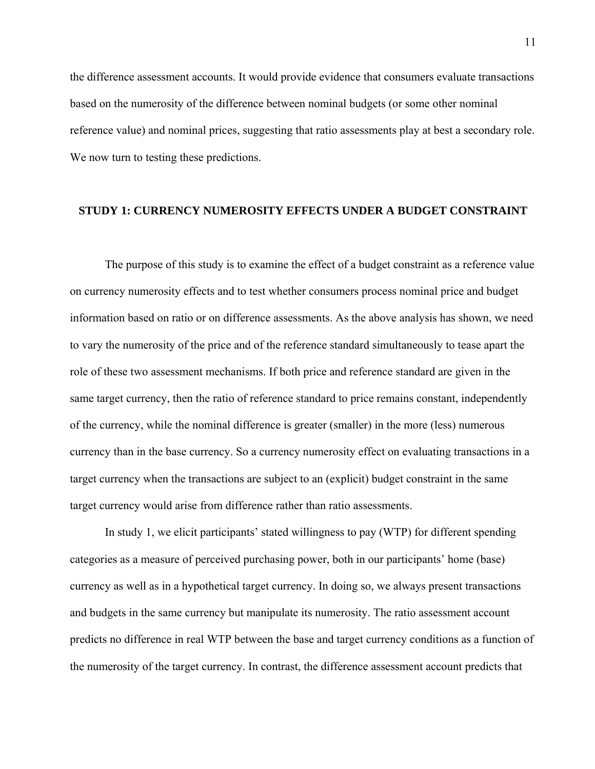the difference assessment accounts. It would provide evidence that consumers evaluate transactions based on the numerosity of the difference between nominal budgets (or some other nominal reference value) and nominal prices, suggesting that ratio assessments play at best a secondary role. We now turn to testing these predictions.

## STUDY 1: CURRENCY NUMEROSITY EFFECTS UNDER A BUDGET CONSTRAINT

The purpose of this study is to examine the effect of a budget constraint as a reference value on currency numerosity effects and to test whether consumers process nominal price and budget information based on ratio or on difference assessments. As the above analysis has shown, we need to vary the numerosity of the price and of the reference standard simultaneously to tease apart the role of these two assessment mechanisms. If both price and reference standard are given in the same target currency, then the ratio of reference standard to price remains constant, independently of the currency, while the nominal difference is greater (smaller) in the more (less) numerous currency than in the base currency. So a currency numerosity effect on evaluating transactions in a target currency when the transactions are subject to an (explicit) budget constraint in the same target currency would arise from difference rather than ratio assessments.

In study 1, we elicit participants' stated willingness to pay (WTP) for different spending categories as a measure of perceived purchasing power, both in our participants' home (base) currency as well as in a hypothetical target currency. In doing so, we always present transactions and budgets in the same currency but manipulate its numerosity. The ratio assessment account predicts no difference in real WTP between the base and target currency conditions as a function of the numerosity of the target currency. In contrast, the difference assessment account predicts that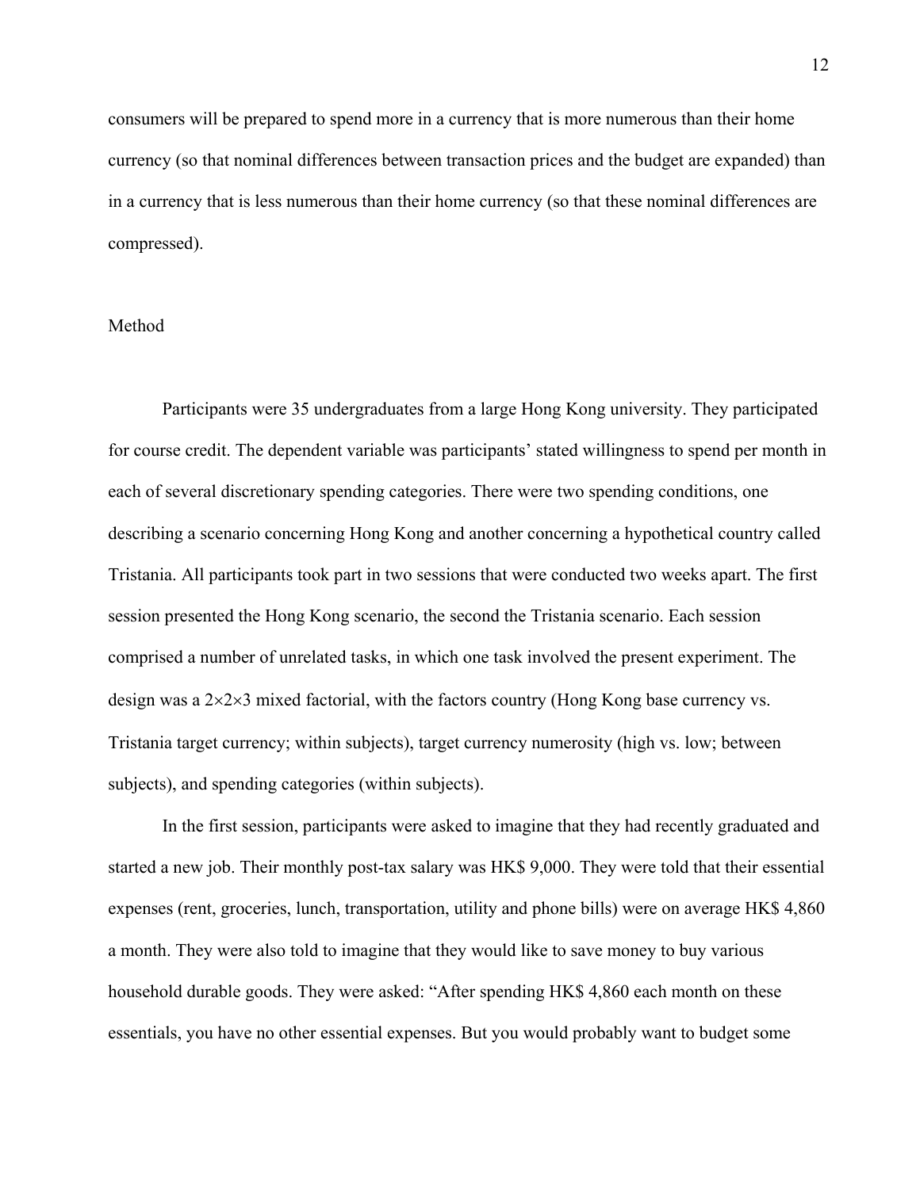consumers will be prepared to spend more in a currency that is more numerous than their home currency (so that nominal differences between transaction prices and the budget are expanded) than in a currency that is less numerous than their home currency (so that these nominal differences are compressed).

## Method

Participants were 35 undergraduates from a large Hong Kong university. They participated for course credit. The dependent variable was participants' stated willingness to spend per month in each of several discretionary spending categories. There were two spending conditions, one describing a scenario concerning Hong Kong and another concerning a hypothetical country called Tristania. All participants took part in two sessions that were conducted two weeks apart. The first session presented the Hong Kong scenario, the second the Tristania scenario. Each session comprised a number of unrelated tasks, in which one task involved the present experiment. The design was a 2×2×3 mixed factorial, with the factors country (Hong Kong base currency vs. Tristania target currency; within subjects), target currency numerosity (high vs. low; between subjects), and spending categories (within subjects).

In the first session, participants were asked to imagine that they had recently graduated and started a new job. Their monthly post-tax salary was HK$ 9,000. They were told that their essential expenses (rent, groceries, lunch, transportation, utility and phone bills) were on average HK$ 4,860 a month. They were also told to imagine that they would like to save money to buy various household durable goods. They were asked: "After spending HK$ 4,860 each month on these essentials, you have no other essential expenses. But you would probably want to budget some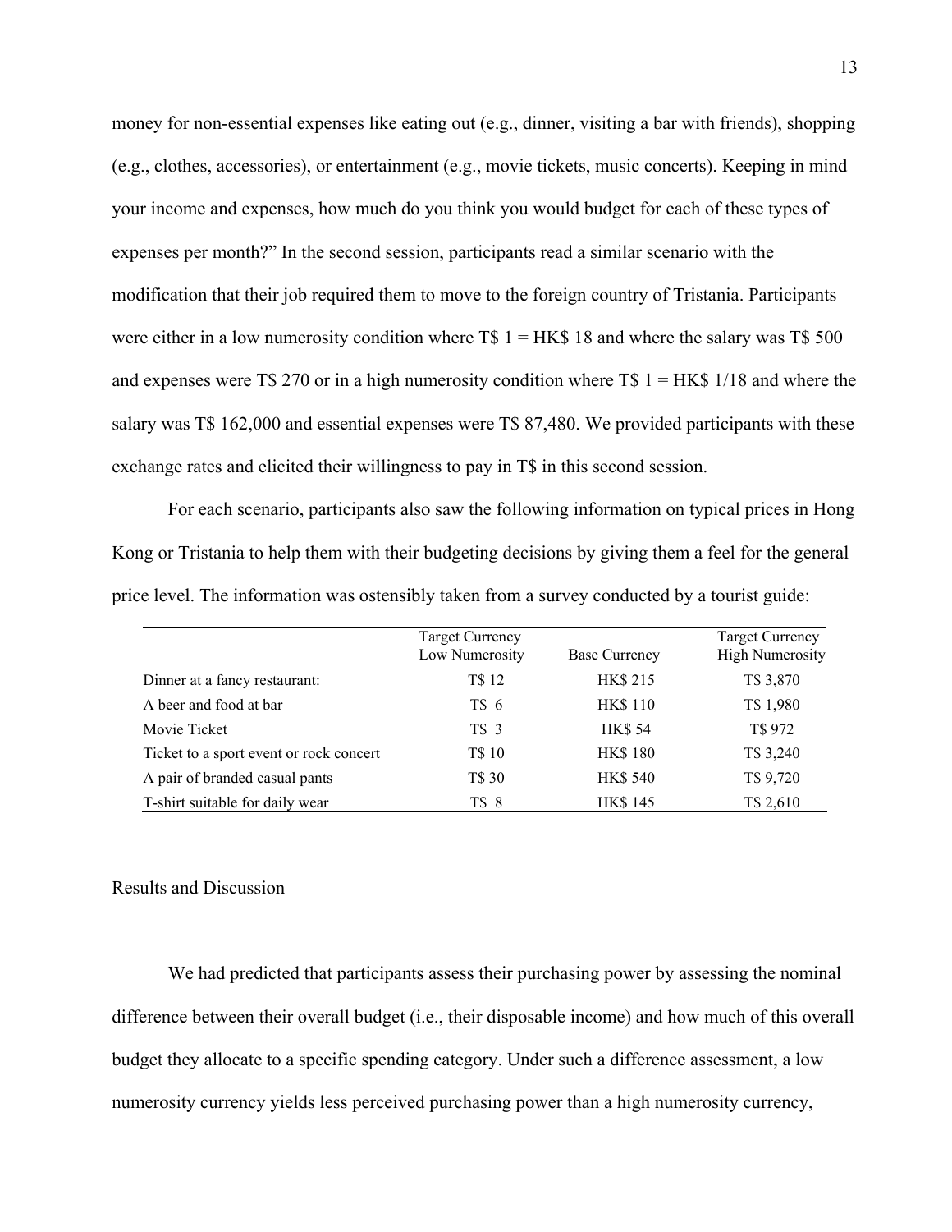money for non-essential expenses like eating out (e.g., dinner, visiting a bar with friends), shopping (e.g., clothes, accessories), or entertainment (e.g., movie tickets, music concerts). Keeping in mind your income and expenses, how much do you think you would budget for each of these types of expenses per month?" In the second session, participants read a similar scenario with the modification that their job required them to move to the foreign country of Tristania. Participants were either in a low numerosity condition where T$ 1 = HK$ 18 and where the salary was T$ 500 and expenses were T$ 270 or in a high numerosity condition where T$ 1 = HK$ 1/18 and where the salary was T$ 162,000 and essential expenses were T$ 87,480. We provided participants with these exchange rates and elicited their willingness to pay in T$ in this second session.

For each scenario, participants also saw the following information on typical prices in Hong Kong or Tristania to help them with their budgeting decisions by giving them a feel for the general price level. The information was ostensibly taken from a survey conducted by a tourist guide:

| | Target Currency Low Numerosity | Base Currency | Target Currency High Numerosity |
|---|---|---|---|
| Dinner at a fancy restaurant: | T$ 12 | HK$ 215 | T$ 3,870 |
| A beer and food at bar | T$ 6 | HK$ 110 | T$ 1,980 |
| Movie Ticket | T$ 3 | HK$ 54 | T$ 972 |
| Ticket to a sport event or rock concert | T$ 10 | HK$ 180 | T$ 3,240 |
| A pair of branded casual pants | T$ 30 | HK$ 540 | T$ 9,720 |
| T-shirt suitable for daily wear | T$ 8 | HK$ 145 | T$ 2,610 |

## Results and Discussion

We had predicted that participants assess their purchasing power by assessing the nominal difference between their overall budget (i.e., their disposable income) and how much of this overall budget they allocate to a specific spending category. Under such a difference assessment, a low numerosity currency yields less perceived purchasing power than a high numerosity currency,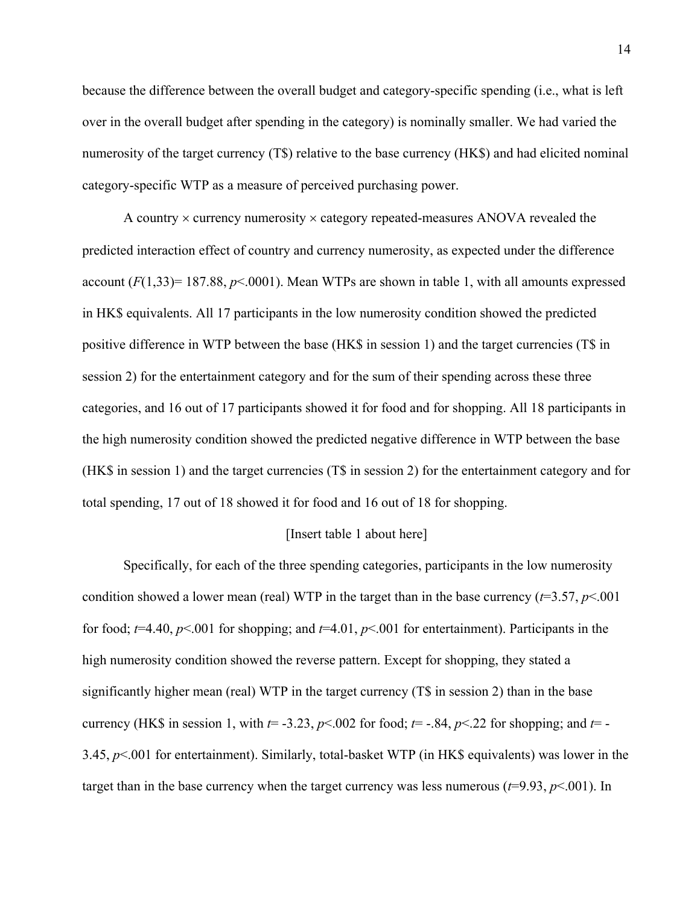because the difference between the overall budget and category-specific spending (i.e., what is left over in the overall budget after spending in the category) is nominally smaller. We had varied the numerosity of the target currency (T$) relative to the base currency (HK$) and had elicited nominal category-specific WTP as a measure of perceived purchasing power.

A country × currency numerosity × category repeated-measures ANOVA revealed the predicted interaction effect of country and currency numerosity, as expected under the difference account ($F(1,33)= 187.88$, $p<.0001$). Mean WTPs are shown in table 1, with all amounts expressed in HK$ equivalents. All 17 participants in the low numerosity condition showed the predicted positive difference in WTP between the base (HK$ in session 1) and the target currencies (T$ in session 2) for the entertainment category and for the sum of their spending across these three categories, and 16 out of 17 participants showed it for food and for shopping. All 18 participants in the high numerosity condition showed the predicted negative difference in WTP between the base (HK$ in session 1) and the target currencies (T$ in session 2) for the entertainment category and for total spending, 17 out of 18 showed it for food and 16 out of 18 for shopping.

[Insert table 1 about here]

Specifically, for each of the three spending categories, participants in the low numerosity condition showed a lower mean (real) WTP in the target than in the base currency ($t$=3.57, $p<.001$ for food; $t$=4.40, $p<.001$ for shopping; and $t$=4.01, $p<.001$ for entertainment). Participants in the high numerosity condition showed the reverse pattern. Except for shopping, they stated a significantly higher mean (real) WTP in the target currency (T$ in session 2) than in the base currency (HK$ in session 1, with $t$= -3.23, $p<.002$ for food; $t$= -.84, $p<.22$ for shopping; and $t$= -3.45, $p<.001$ for entertainment). Similarly, total-basket WTP (in HK$ equivalents) was lower in the target than in the base currency when the target currency was less numerous ($t$=9.93, $p<.001$). In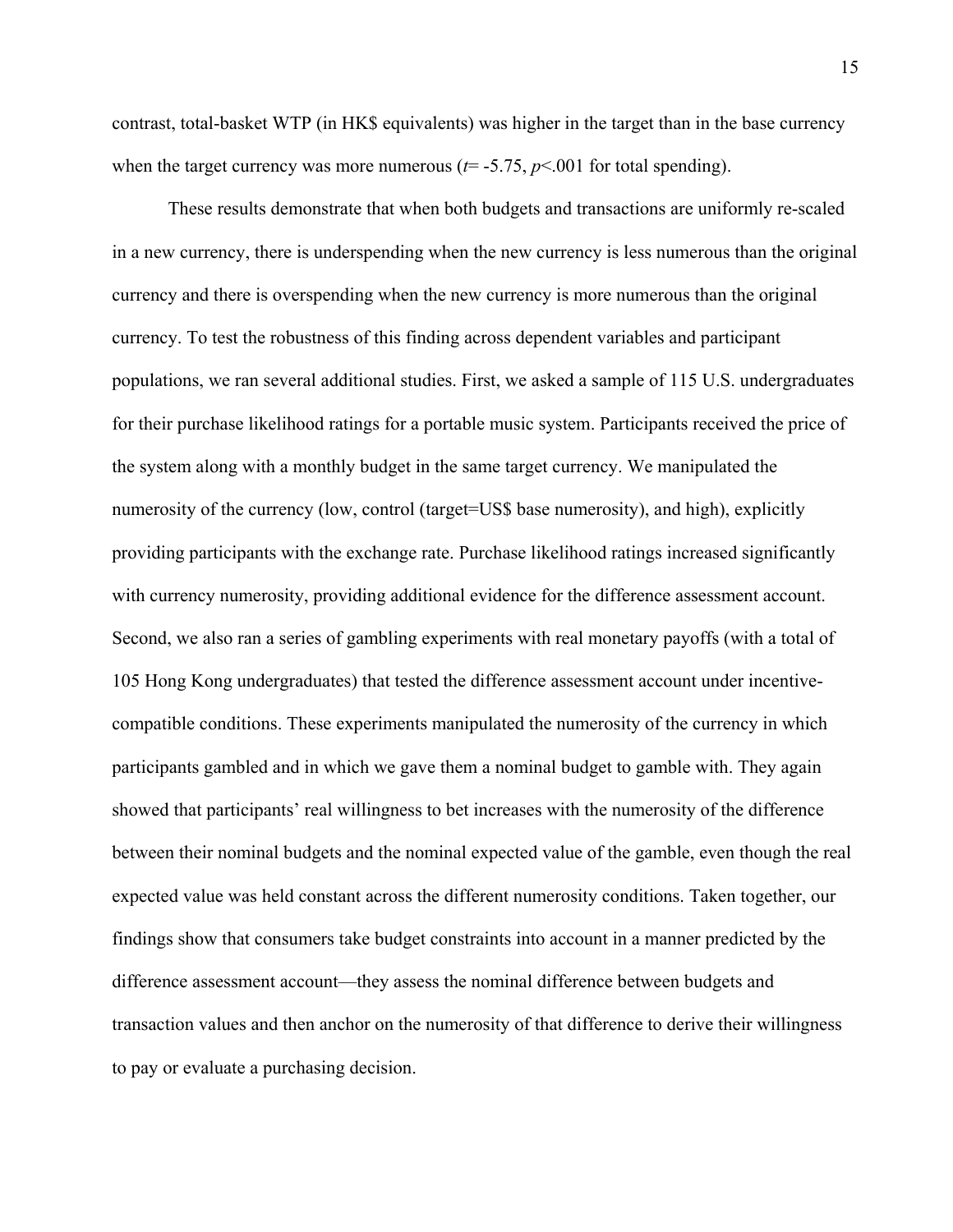contrast, total-basket WTP (in HK$ equivalents) was higher in the target than in the base currency when the target currency was more numerous ($t$= -5.75, $p$<.001 for total spending).

These results demonstrate that when both budgets and transactions are uniformly re-scaled in a new currency, there is underspending when the new currency is less numerous than the original currency and there is overspending when the new currency is more numerous than the original currency. To test the robustness of this finding across dependent variables and participant populations, we ran several additional studies. First, we asked a sample of 115 U.S. undergraduates for their purchase likelihood ratings for a portable music system. Participants received the price of the system along with a monthly budget in the same target currency. We manipulated the numerosity of the currency (low, control (target=US$ base numerosity), and high), explicitly providing participants with the exchange rate. Purchase likelihood ratings increased significantly with currency numerosity, providing additional evidence for the difference assessment account. Second, we also ran a series of gambling experiments with real monetary payoffs (with a total of 105 Hong Kong undergraduates) that tested the difference assessment account under incentive-compatible conditions. These experiments manipulated the numerosity of the currency in which participants gambled and in which we gave them a nominal budget to gamble with. They again showed that participants' real willingness to bet increases with the numerosity of the difference between their nominal budgets and the nominal expected value of the gamble, even though the real expected value was held constant across the different numerosity conditions. Taken together, our findings show that consumers take budget constraints into account in a manner predicted by the difference assessment account—they assess the nominal difference between budgets and transaction values and then anchor on the numerosity of that difference to derive their willingness to pay or evaluate a purchasing decision.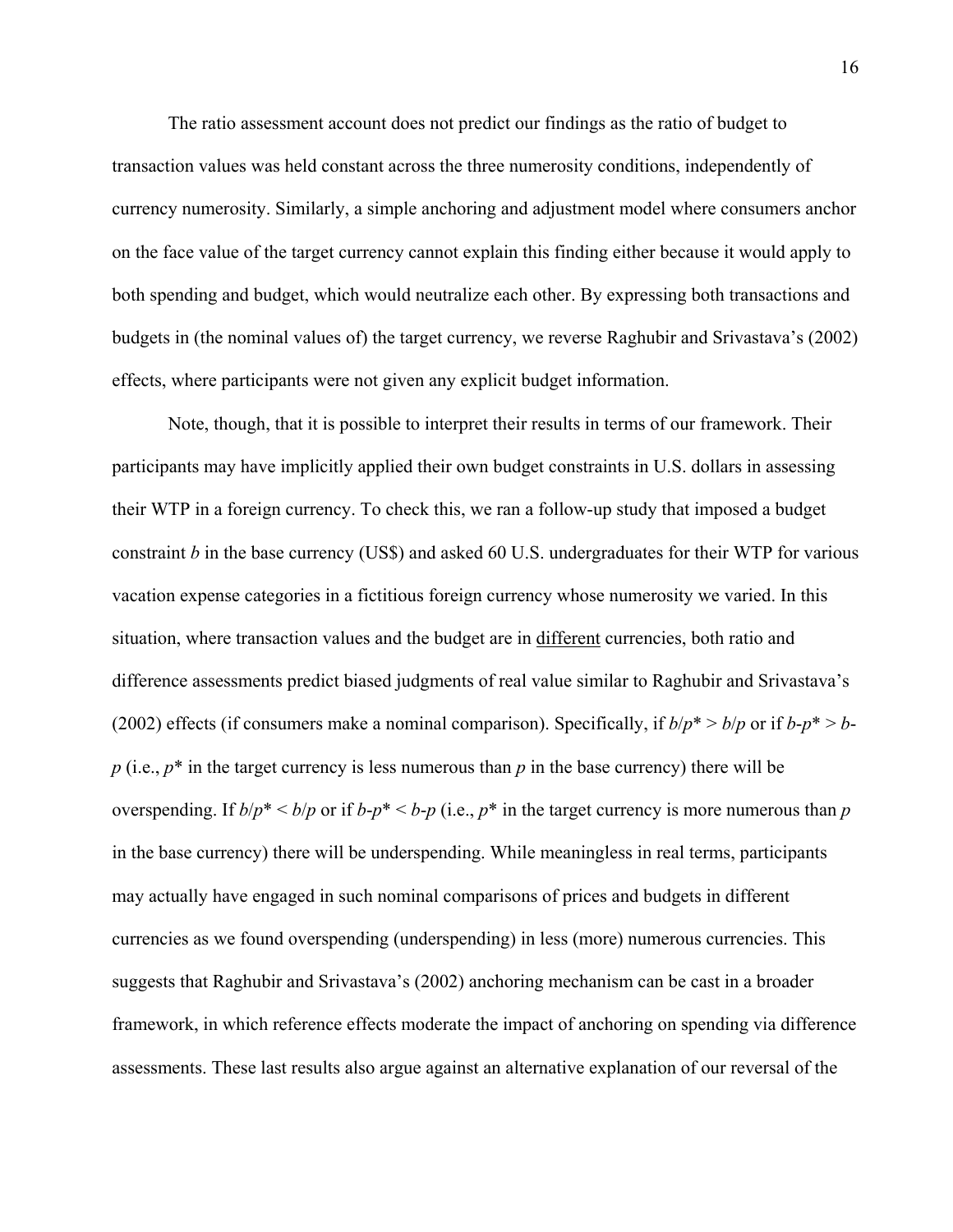The ratio assessment account does not predict our findings as the ratio of budget to transaction values was held constant across the three numerosity conditions, independently of currency numerosity. Similarly, a simple anchoring and adjustment model where consumers anchor on the face value of the target currency cannot explain this finding either because it would apply to both spending and budget, which would neutralize each other. By expressing both transactions and budgets in (the nominal values of) the target currency, we reverse Raghubir and Srivastava's (2002) effects, where participants were not given any explicit budget information.

Note, though, that it is possible to interpret their results in terms of our framework. Their participants may have implicitly applied their own budget constraints in U.S. dollars in assessing their WTP in a foreign currency. To check this, we ran a follow-up study that imposed a budget constraint $b$ in the base currency (US$) and asked 60 U.S. undergraduates for their WTP for various vacation expense categories in a fictitious foreign currency whose numerosity we varied. In this situation, where transaction values and the budget are in different currencies, both ratio and difference assessments predict biased judgments of real value similar to Raghubir and Srivastava's (2002) effects (if consumers make a nominal comparison). Specifically, if $b/p^* > b/p$ or if $b-p^* > b-p$ (i.e., $p^*$ in the target currency is less numerous than $p$ in the base currency) there will be overspending. If $b/p^* < b/p$ or if $b-p^* < b-p$ (i.e., $p^*$ in the target currency is more numerous than $p$ in the base currency) there will be underspending. While meaningless in real terms, participants may actually have engaged in such nominal comparisons of prices and budgets in different currencies as we found overspending (underspending) in less (more) numerous currencies. This suggests that Raghubir and Srivastava's (2002) anchoring mechanism can be cast in a broader framework, in which reference effects moderate the impact of anchoring on spending via difference assessments. These last results also argue against an alternative explanation of our reversal of the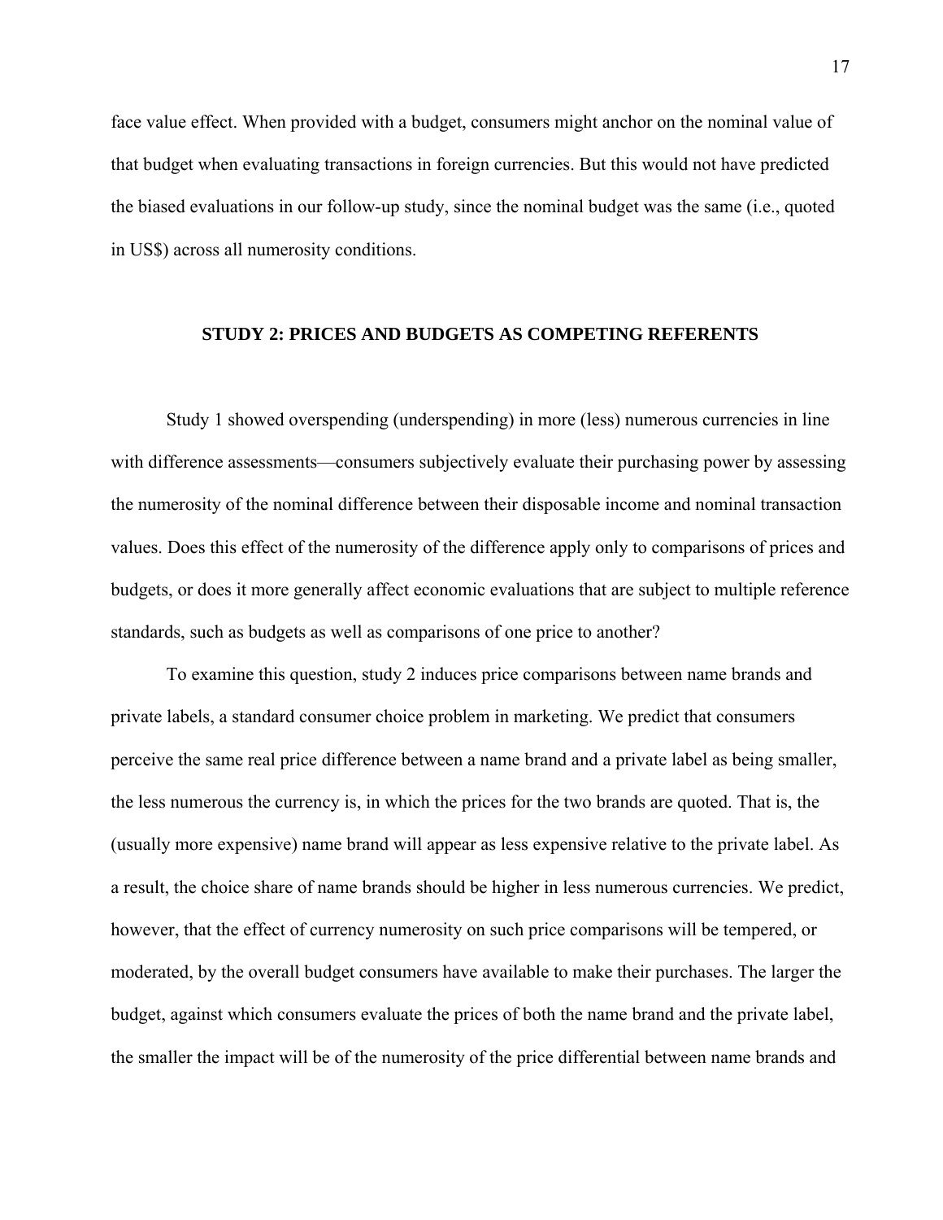face value effect. When provided with a budget, consumers might anchor on the nominal value of that budget when evaluating transactions in foreign currencies. But this would not have predicted the biased evaluations in our follow-up study, since the nominal budget was the same (i.e., quoted in US$) across all numerosity conditions.

## STUDY 2: PRICES AND BUDGETS AS COMPETING REFERENTS

Study 1 showed overspending (underspending) in more (less) numerous currencies in line with difference assessments—consumers subjectively evaluate their purchasing power by assessing the numerosity of the nominal difference between their disposable income and nominal transaction values. Does this effect of the numerosity of the difference apply only to comparisons of prices and budgets, or does it more generally affect economic evaluations that are subject to multiple reference standards, such as budgets as well as comparisons of one price to another?

To examine this question, study 2 induces price comparisons between name brands and private labels, a standard consumer choice problem in marketing. We predict that consumers perceive the same real price difference between a name brand and a private label as being smaller, the less numerous the currency is, in which the prices for the two brands are quoted. That is, the (usually more expensive) name brand will appear as less expensive relative to the private label. As a result, the choice share of name brands should be higher in less numerous currencies. We predict, however, that the effect of currency numerosity on such price comparisons will be tempered, or moderated, by the overall budget consumers have available to make their purchases. The larger the budget, against which consumers evaluate the prices of both the name brand and the private label, the smaller the impact will be of the numerosity of the price differential between name brands and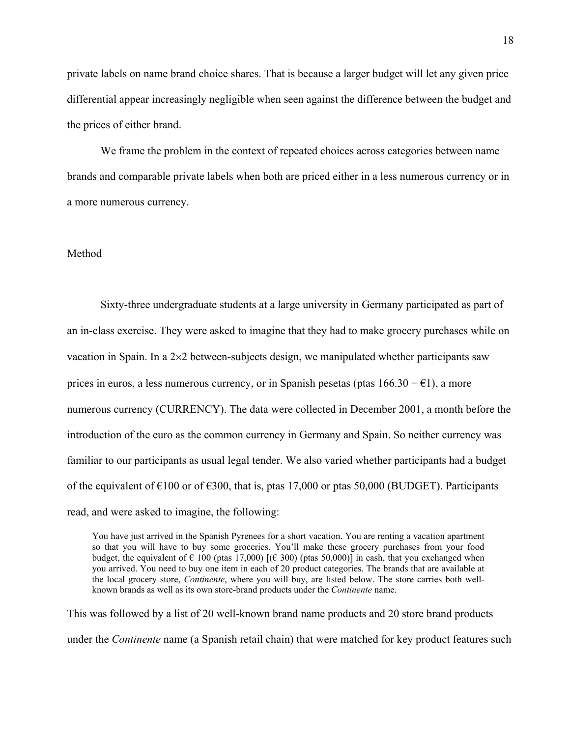private labels on name brand choice shares. That is because a larger budget will let any given price differential appear increasingly negligible when seen against the difference between the budget and the prices of either brand.

We frame the problem in the context of repeated choices across categories between name brands and comparable private labels when both are priced either in a less numerous currency or in a more numerous currency.

## Method

Sixty-three undergraduate students at a large university in Germany participated as part of an in-class exercise. They were asked to imagine that they had to make grocery purchases while on vacation in Spain. In a 2×2 between-subjects design, we manipulated whether participants saw prices in euros, a less numerous currency, or in Spanish pesetas (ptas 166.30 = €1), a more numerous currency (CURRENCY). The data were collected in December 2001, a month before the introduction of the euro as the common currency in Germany and Spain. So neither currency was familiar to our participants as usual legal tender. We also varied whether participants had a budget of the equivalent of €100 or of €300, that is, ptas 17,000 or ptas 50,000 (BUDGET). Participants read, and were asked to imagine, the following:

> You have just arrived in the Spanish Pyrenees for a short vacation. You are renting a vacation apartment so that you will have to buy some groceries. You'll make these grocery purchases from your food budget, the equivalent of € 100 (ptas 17,000) [(€ 300) (ptas 50,000)] in cash, that you exchanged when you arrived. You need to buy one item in each of 20 product categories. The brands that are available at the local grocery store, *Continente*, where you will buy, are listed below. The store carries both well-known brands as well as its own store-brand products under the *Continente* name.

This was followed by a list of 20 well-known brand name products and 20 store brand products under the *Continente* name (a Spanish retail chain) that were matched for key product features such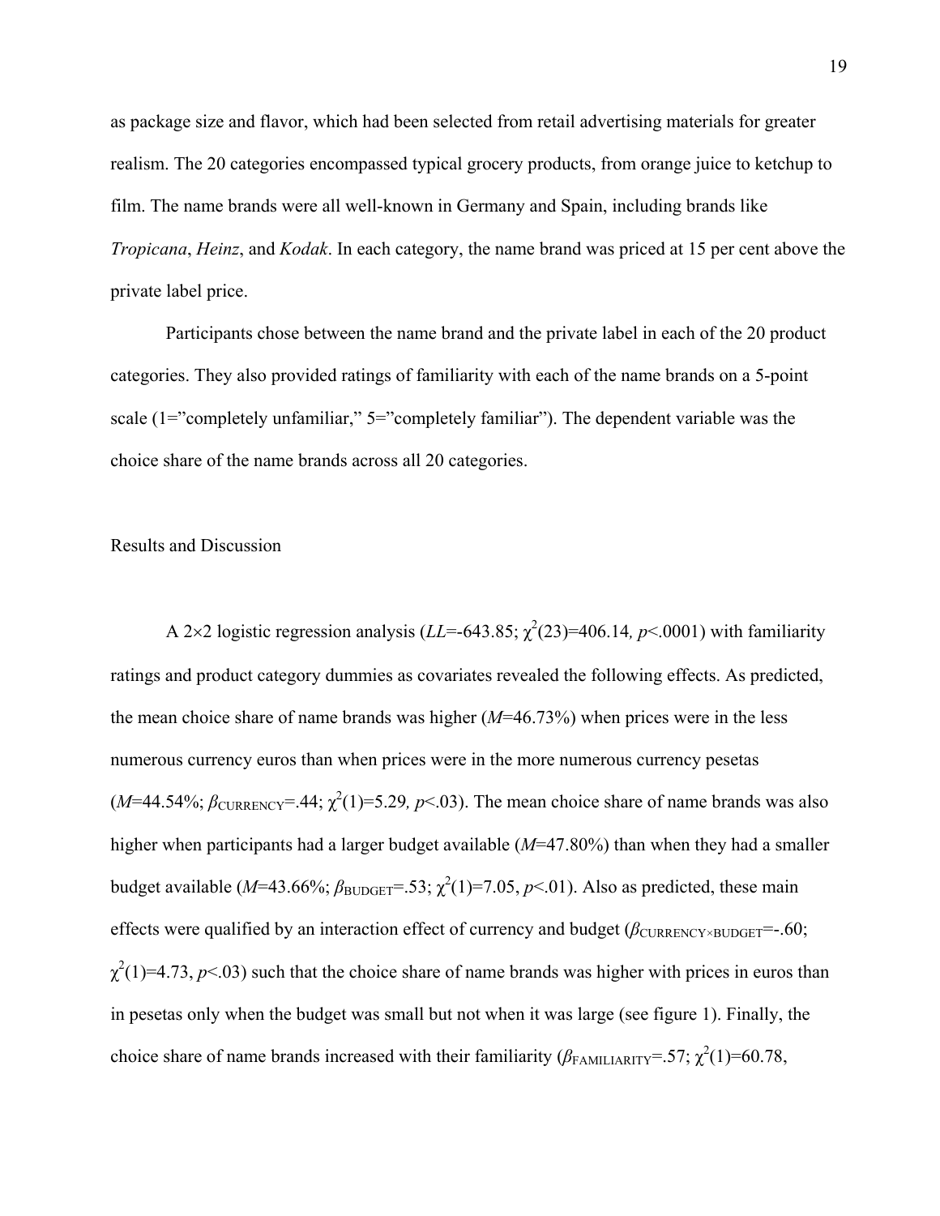as package size and flavor, which had been selected from retail advertising materials for greater realism. The 20 categories encompassed typical grocery products, from orange juice to ketchup to film. The name brands were all well-known in Germany and Spain, including brands like *Tropicana*, *Heinz*, and *Kodak*. In each category, the name brand was priced at 15 per cent above the private label price.

Participants chose between the name brand and the private label in each of the 20 product categories. They also provided ratings of familiarity with each of the name brands on a 5-point scale (1="completely unfamiliar," 5="completely familiar"). The dependent variable was the choice share of the name brands across all 20 categories.

## Results and Discussion

A 2×2 logistic regression analysis ($LL$=-643.85; $\chi^2(23)$=406.14*,* $p$<.0001) with familiarity ratings and product category dummies as covariates revealed the following effects. As predicted, the mean choice share of name brands was higher ($M$=46.73%) when prices were in the less numerous currency euros than when prices were in the more numerous currency pesetas ($M$=44.54%; $\beta_{\text{CURRENCY}}$=.44; $\chi^2(1)$=5.29*,* $p$<.03). The mean choice share of name brands was also higher when participants had a larger budget available ($M$=47.80%) than when they had a smaller budget available ($M$=43.66%; $\beta_{\text{BUDGET}}$=.53; $\chi^2(1)$=7.05, $p$<.01). Also as predicted, these main effects were qualified by an interaction effect of currency and budget ($\beta_{\text{CURRENCY}\times\text{BUDGET}}$=-.60; $\chi^2(1)$=4.73, $p$<.03) such that the choice share of name brands was higher with prices in euros than in pesetas only when the budget was small but not when it was large (see figure 1). Finally, the choice share of name brands increased with their familiarity ($\beta_{\text{FAMILIARITY}}$=.57; $\chi^2(1)$=60.78,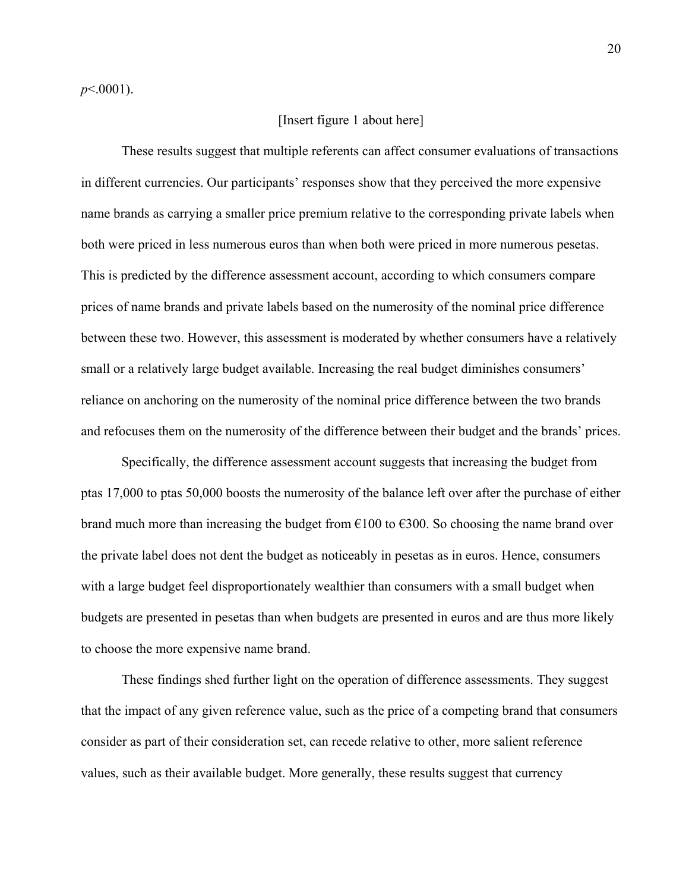$p<.0001$).

[Insert figure 1 about here]

These results suggest that multiple referents can affect consumer evaluations of transactions in different currencies. Our participants' responses show that they perceived the more expensive name brands as carrying a smaller price premium relative to the corresponding private labels when both were priced in less numerous euros than when both were priced in more numerous pesetas. This is predicted by the difference assessment account, according to which consumers compare prices of name brands and private labels based on the numerosity of the nominal price difference between these two. However, this assessment is moderated by whether consumers have a relatively small or a relatively large budget available. Increasing the real budget diminishes consumers' reliance on anchoring on the numerosity of the nominal price difference between the two brands and refocuses them on the numerosity of the difference between their budget and the brands' prices.

Specifically, the difference assessment account suggests that increasing the budget from ptas 17,000 to ptas 50,000 boosts the numerosity of the balance left over after the purchase of either brand much more than increasing the budget from €100 to €300. So choosing the name brand over the private label does not dent the budget as noticeably in pesetas as in euros. Hence, consumers with a large budget feel disproportionately wealthier than consumers with a small budget when budgets are presented in pesetas than when budgets are presented in euros and are thus more likely to choose the more expensive name brand.

These findings shed further light on the operation of difference assessments. They suggest that the impact of any given reference value, such as the price of a competing brand that consumers consider as part of their consideration set, can recede relative to other, more salient reference values, such as their available budget. More generally, these results suggest that currency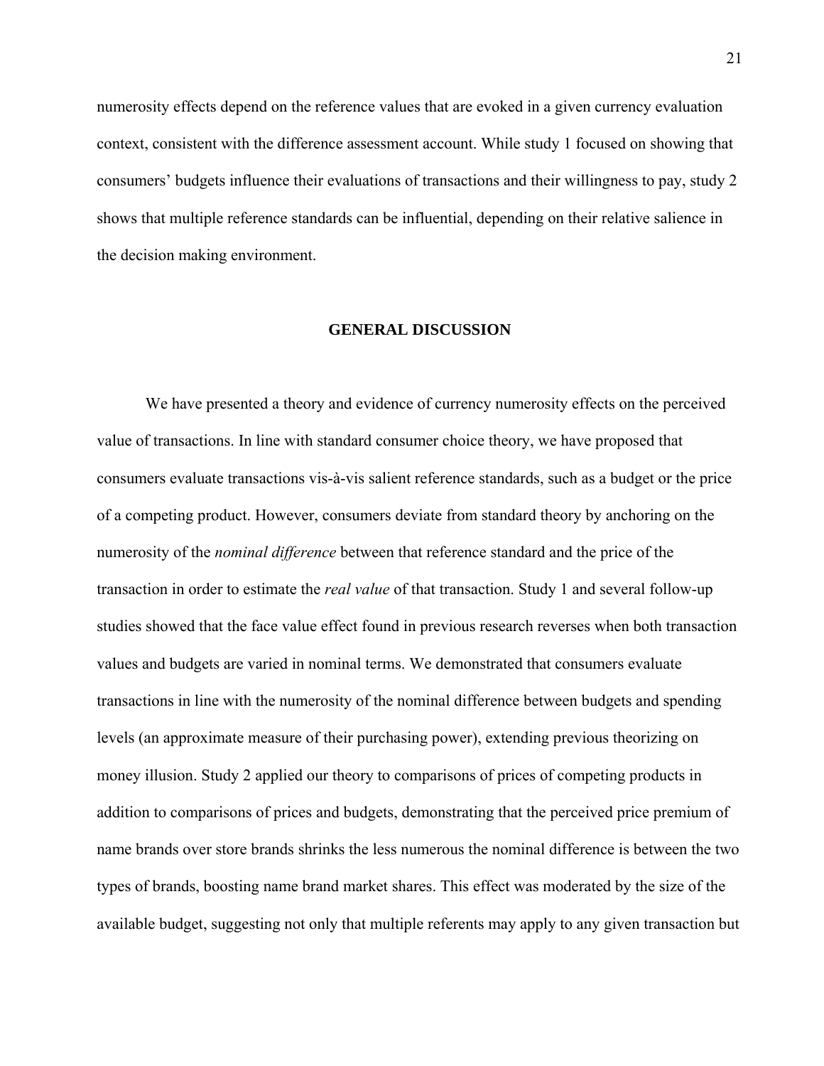numerosity effects depend on the reference values that are evoked in a given currency evaluation context, consistent with the difference assessment account. While study 1 focused on showing that consumers' budgets influence their evaluations of transactions and their willingness to pay, study 2 shows that multiple reference standards can be influential, depending on their relative salience in the decision making environment.

## GENERAL DISCUSSION

We have presented a theory and evidence of currency numerosity effects on the perceived value of transactions. In line with standard consumer choice theory, we have proposed that consumers evaluate transactions vis-à-vis salient reference standards, such as a budget or the price of a competing product. However, consumers deviate from standard theory by anchoring on the numerosity of the *nominal difference* between that reference standard and the price of the transaction in order to estimate the *real value* of that transaction. Study 1 and several follow-up studies showed that the face value effect found in previous research reverses when both transaction values and budgets are varied in nominal terms. We demonstrated that consumers evaluate transactions in line with the numerosity of the nominal difference between budgets and spending levels (an approximate measure of their purchasing power), extending previous theorizing on money illusion. Study 2 applied our theory to comparisons of prices of competing products in addition to comparisons of prices and budgets, demonstrating that the perceived price premium of name brands over store brands shrinks the less numerous the nominal difference is between the two types of brands, boosting name brand market shares. This effect was moderated by the size of the available budget, suggesting not only that multiple referents may apply to any given transaction but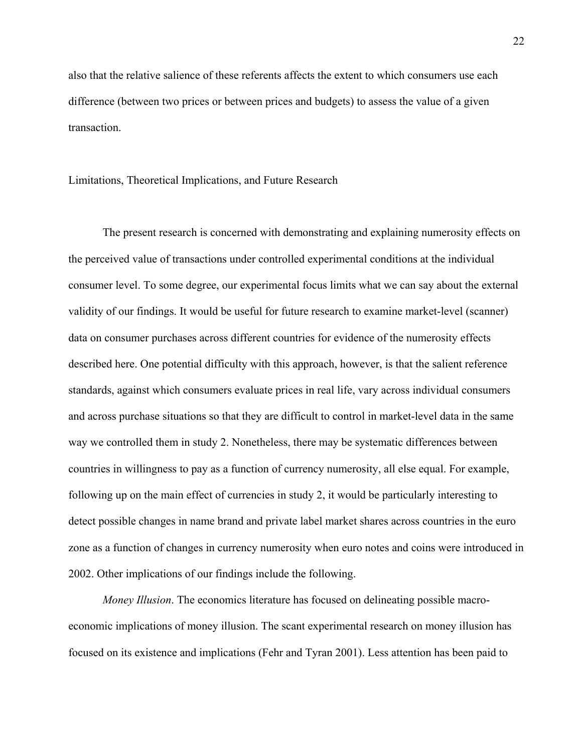also that the relative salience of these referents affects the extent to which consumers use each difference (between two prices or between prices and budgets) to assess the value of a given transaction.

## Limitations, Theoretical Implications, and Future Research

The present research is concerned with demonstrating and explaining numerosity effects on the perceived value of transactions under controlled experimental conditions at the individual consumer level. To some degree, our experimental focus limits what we can say about the external validity of our findings. It would be useful for future research to examine market-level (scanner) data on consumer purchases across different countries for evidence of the numerosity effects described here. One potential difficulty with this approach, however, is that the salient reference standards, against which consumers evaluate prices in real life, vary across individual consumers and across purchase situations so that they are difficult to control in market-level data in the same way we controlled them in study 2. Nonetheless, there may be systematic differences between countries in willingness to pay as a function of currency numerosity, all else equal. For example, following up on the main effect of currencies in study 2, it would be particularly interesting to detect possible changes in name brand and private label market shares across countries in the euro zone as a function of changes in currency numerosity when euro notes and coins were introduced in 2002. Other implications of our findings include the following.

*Money Illusion*. The economics literature has focused on delineating possible macro-economic implications of money illusion. The scant experimental research on money illusion has focused on its existence and implications (Fehr and Tyran 2001). Less attention has been paid to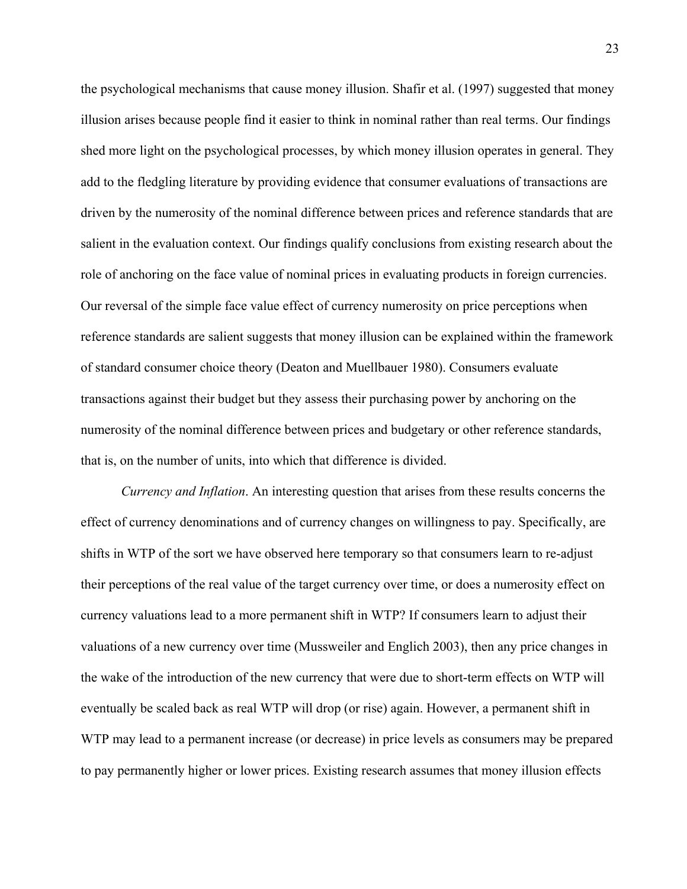the psychological mechanisms that cause money illusion. Shafir et al. (1997) suggested that money illusion arises because people find it easier to think in nominal rather than real terms. Our findings shed more light on the psychological processes, by which money illusion operates in general. They add to the fledgling literature by providing evidence that consumer evaluations of transactions are driven by the numerosity of the nominal difference between prices and reference standards that are salient in the evaluation context. Our findings qualify conclusions from existing research about the role of anchoring on the face value of nominal prices in evaluating products in foreign currencies. Our reversal of the simple face value effect of currency numerosity on price perceptions when reference standards are salient suggests that money illusion can be explained within the framework of standard consumer choice theory (Deaton and Muellbauer 1980). Consumers evaluate transactions against their budget but they assess their purchasing power by anchoring on the numerosity of the nominal difference between prices and budgetary or other reference standards, that is, on the number of units, into which that difference is divided.

*Currency and Inflation*. An interesting question that arises from these results concerns the effect of currency denominations and of currency changes on willingness to pay. Specifically, are shifts in WTP of the sort we have observed here temporary so that consumers learn to re-adjust their perceptions of the real value of the target currency over time, or does a numerosity effect on currency valuations lead to a more permanent shift in WTP? If consumers learn to adjust their valuations of a new currency over time (Mussweiler and Englich 2003), then any price changes in the wake of the introduction of the new currency that were due to short-term effects on WTP will eventually be scaled back as real WTP will drop (or rise) again. However, a permanent shift in WTP may lead to a permanent increase (or decrease) in price levels as consumers may be prepared to pay permanently higher or lower prices. Existing research assumes that money illusion effects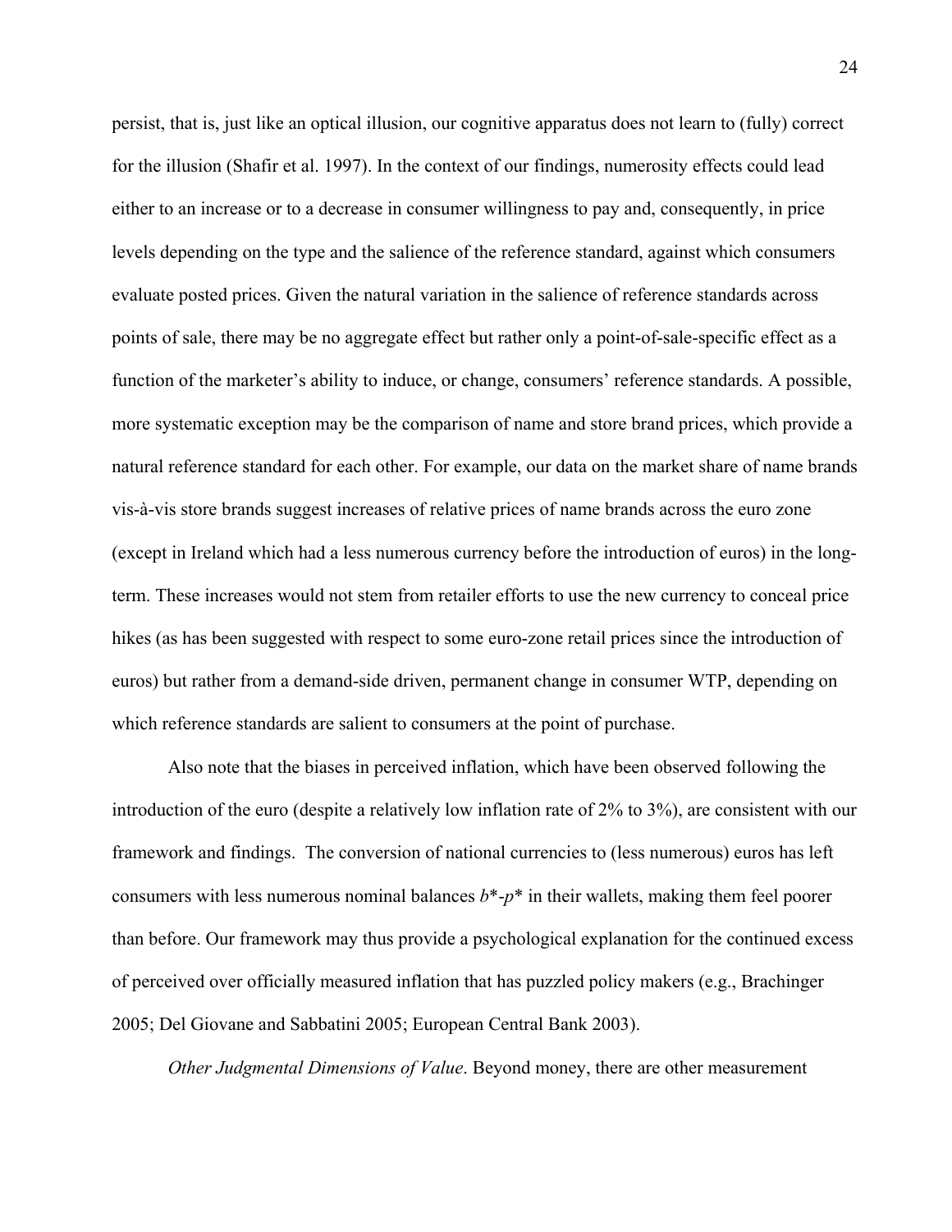persist, that is, just like an optical illusion, our cognitive apparatus does not learn to (fully) correct for the illusion (Shafir et al. 1997). In the context of our findings, numerosity effects could lead either to an increase or to a decrease in consumer willingness to pay and, consequently, in price levels depending on the type and the salience of the reference standard, against which consumers evaluate posted prices. Given the natural variation in the salience of reference standards across points of sale, there may be no aggregate effect but rather only a point-of-sale-specific effect as a function of the marketer's ability to induce, or change, consumers' reference standards. A possible, more systematic exception may be the comparison of name and store brand prices, which provide a natural reference standard for each other. For example, our data on the market share of name brands vis-à-vis store brands suggest increases of relative prices of name brands across the euro zone (except in Ireland which had a less numerous currency before the introduction of euros) in the long-term. These increases would not stem from retailer efforts to use the new currency to conceal price hikes (as has been suggested with respect to some euro-zone retail prices since the introduction of euros) but rather from a demand-side driven, permanent change in consumer WTP, depending on which reference standards are salient to consumers at the point of purchase.

Also note that the biases in perceived inflation, which have been observed following the introduction of the euro (despite a relatively low inflation rate of 2% to 3%), are consistent with our framework and findings. The conversion of national currencies to (less numerous) euros has left consumers with less numerous nominal balances $b^*$-$p^*$ in their wallets, making them feel poorer than before. Our framework may thus provide a psychological explanation for the continued excess of perceived over officially measured inflation that has puzzled policy makers (e.g., Brachinger 2005; Del Giovane and Sabbatini 2005; European Central Bank 2003).

*Other Judgmental Dimensions of Value*. Beyond money, there are other measurement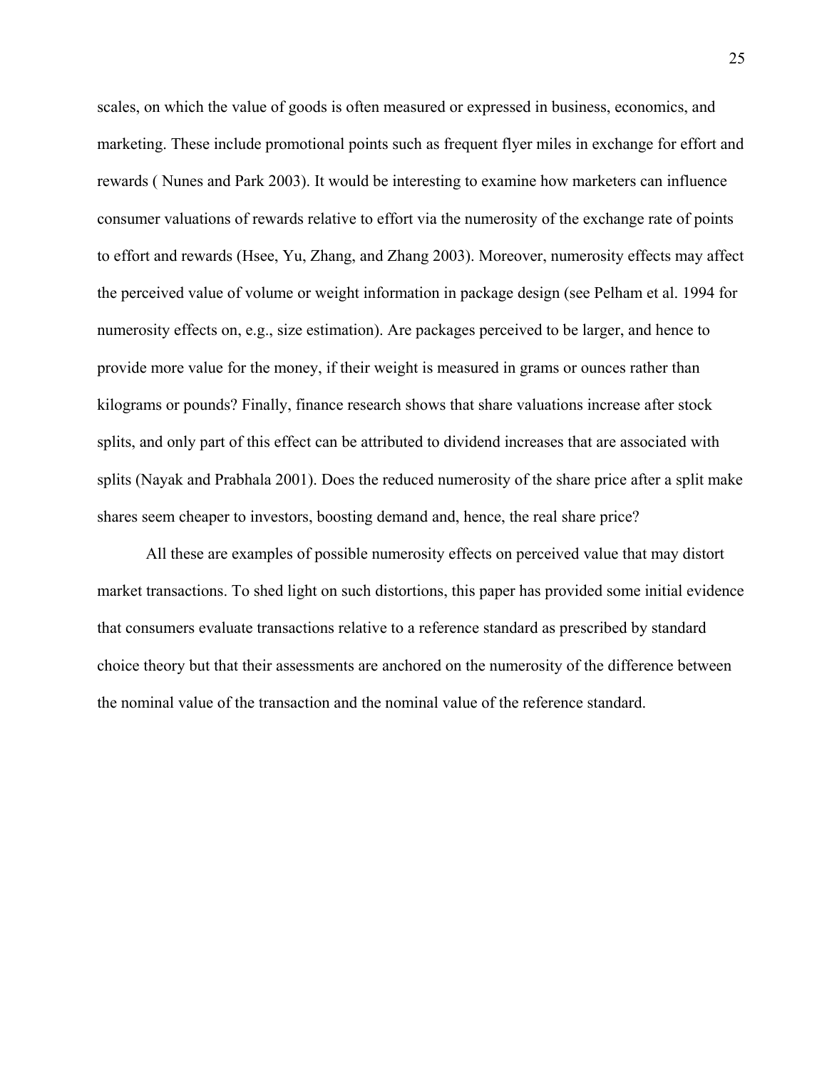scales, on which the value of goods is often measured or expressed in business, economics, and marketing. These include promotional points such as frequent flyer miles in exchange for effort and rewards ( Nunes and Park 2003). It would be interesting to examine how marketers can influence consumer valuations of rewards relative to effort via the numerosity of the exchange rate of points to effort and rewards (Hsee, Yu, Zhang, and Zhang 2003). Moreover, numerosity effects may affect the perceived value of volume or weight information in package design (see Pelham et al. 1994 for numerosity effects on, e.g., size estimation). Are packages perceived to be larger, and hence to provide more value for the money, if their weight is measured in grams or ounces rather than kilograms or pounds? Finally, finance research shows that share valuations increase after stock splits, and only part of this effect can be attributed to dividend increases that are associated with splits (Nayak and Prabhala 2001). Does the reduced numerosity of the share price after a split make shares seem cheaper to investors, boosting demand and, hence, the real share price?

All these are examples of possible numerosity effects on perceived value that may distort market transactions. To shed light on such distortions, this paper has provided some initial evidence that consumers evaluate transactions relative to a reference standard as prescribed by standard choice theory but that their assessments are anchored on the numerosity of the difference between the nominal value of the transaction and the nominal value of the reference standard.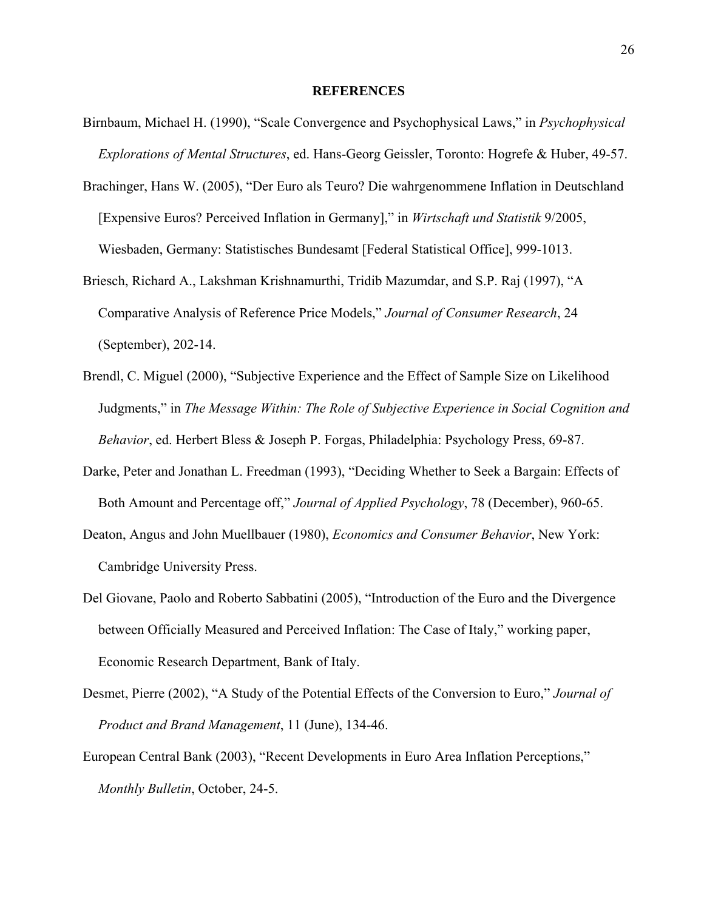## REFERENCES

Birnbaum, Michael H. (1990), "Scale Convergence and Psychophysical Laws," in *Psychophysical Explorations of Mental Structures*, ed. Hans-Georg Geissler, Toronto: Hogrefe & Huber, 49-57.

Brachinger, Hans W. (2005), "Der Euro als Teuro? Die wahrgenommene Inflation in Deutschland [Expensive Euros? Perceived Inflation in Germany]," in *Wirtschaft und Statistik* 9/2005, Wiesbaden, Germany: Statistisches Bundesamt [Federal Statistical Office], 999-1013.

Briesch, Richard A., Lakshman Krishnamurthi, Tridib Mazumdar, and S.P. Raj (1997), "A Comparative Analysis of Reference Price Models," *Journal of Consumer Research*, 24 (September), 202-14.

Brendl, C. Miguel (2000), "Subjective Experience and the Effect of Sample Size on Likelihood Judgments," in *The Message Within: The Role of Subjective Experience in Social Cognition and Behavior*, ed. Herbert Bless & Joseph P. Forgas, Philadelphia: Psychology Press, 69-87.

Darke, Peter and Jonathan L. Freedman (1993), "Deciding Whether to Seek a Bargain: Effects of Both Amount and Percentage off," *Journal of Applied Psychology*, 78 (December), 960-65.

Deaton, Angus and John Muellbauer (1980), *Economics and Consumer Behavior*, New York: Cambridge University Press.

Del Giovane, Paolo and Roberto Sabbatini (2005), "Introduction of the Euro and the Divergence between Officially Measured and Perceived Inflation: The Case of Italy," working paper, Economic Research Department, Bank of Italy.

Desmet, Pierre (2002), "A Study of the Potential Effects of the Conversion to Euro," *Journal of Product and Brand Management*, 11 (June), 134-46.

European Central Bank (2003), "Recent Developments in Euro Area Inflation Perceptions," *Monthly Bulletin*, October, 24-5.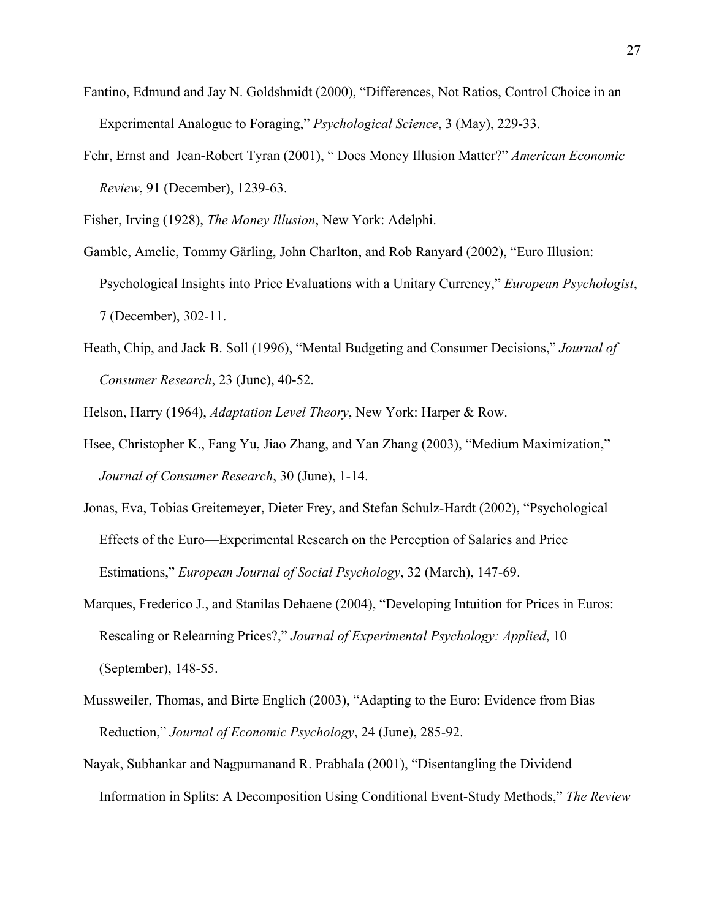Fantino, Edmund and Jay N. Goldshmidt (2000), “Differences, Not Ratios, Control Choice in an Experimental Analogue to Foraging,” *Psychological Science*, 3 (May), 229-33.

Fehr, Ernst and Jean-Robert Tyran (2001), “ Does Money Illusion Matter?” *American Economic Review*, 91 (December), 1239-63.

Fisher, Irving (1928), *The Money Illusion*, New York: Adelphi.

Gamble, Amelie, Tommy Gärling, John Charlton, and Rob Ranyard (2002), “Euro Illusion: Psychological Insights into Price Evaluations with a Unitary Currency,” *European Psychologist*, 7 (December), 302-11.

Heath, Chip, and Jack B. Soll (1996), “Mental Budgeting and Consumer Decisions,” *Journal of Consumer Research*, 23 (June), 40-52.

Helson, Harry (1964), *Adaptation Level Theory*, New York: Harper & Row.

Hsee, Christopher K., Fang Yu, Jiao Zhang, and Yan Zhang (2003), “Medium Maximization,” *Journal of Consumer Research*, 30 (June), 1-14.

Jonas, Eva, Tobias Greitemeyer, Dieter Frey, and Stefan Schulz-Hardt (2002), “Psychological Effects of the Euro—Experimental Research on the Perception of Salaries and Price Estimations,” *European Journal of Social Psychology*, 32 (March), 147-69.

Marques, Frederico J., and Stanilas Dehaene (2004), “Developing Intuition for Prices in Euros: Rescaling or Relearning Prices?,” *Journal of Experimental Psychology: Applied*, 10 (September), 148-55.

Mussweiler, Thomas, and Birte Englich (2003), “Adapting to the Euro: Evidence from Bias Reduction,” *Journal of Economic Psychology*, 24 (June), 285-92.

Nayak, Subhankar and Nagpurnanand R. Prabhala (2001), “Disentangling the Dividend Information in Splits: A Decomposition Using Conditional Event-Study Methods,” *The Review*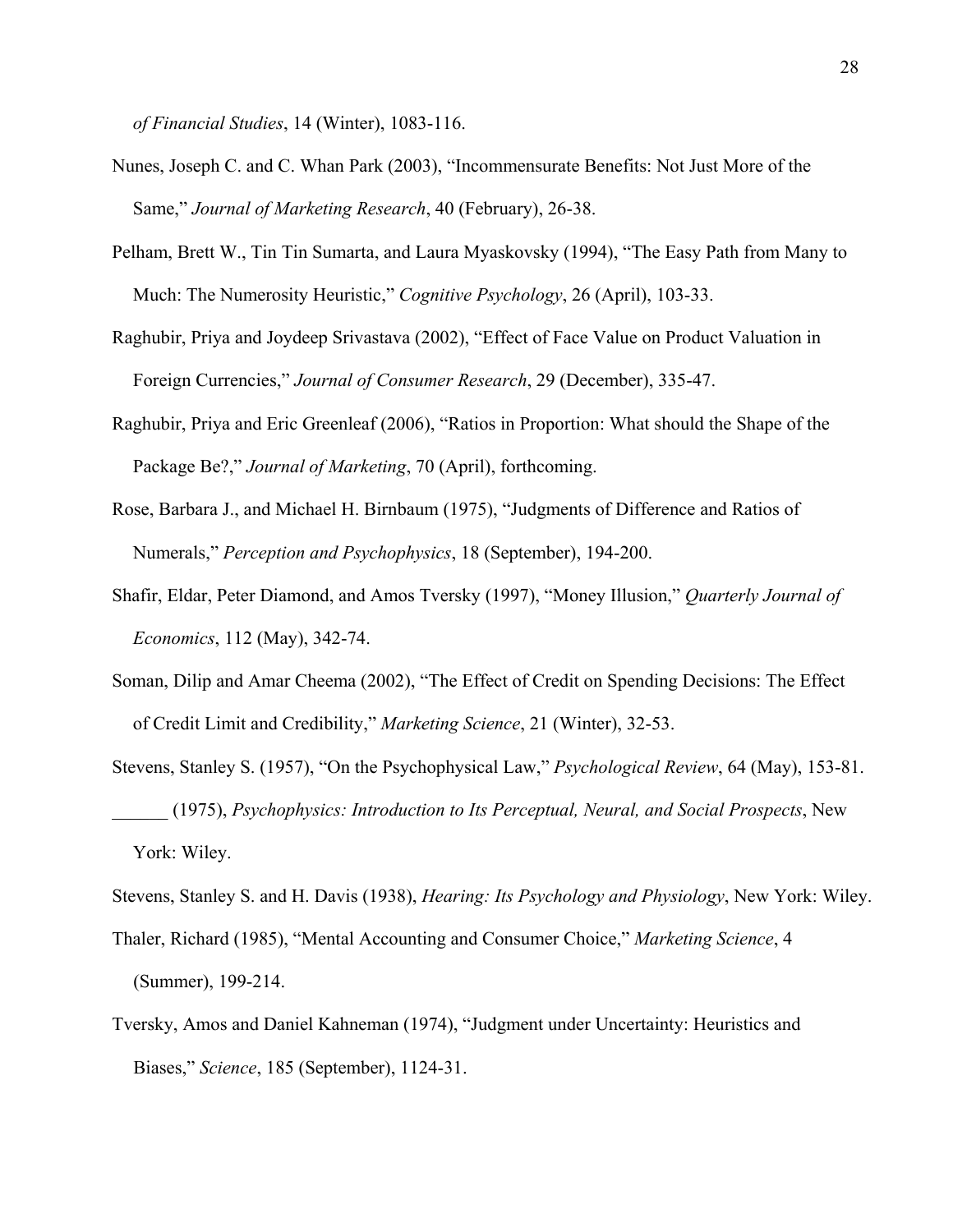*of Financial Studies*, 14 (Winter), 1083-116.

Nunes, Joseph C. and C. Whan Park (2003), "Incommensurate Benefits: Not Just More of the Same," *Journal of Marketing Research*, 40 (February), 26-38.

Pelham, Brett W., Tin Tin Sumarta, and Laura Myaskovsky (1994), "The Easy Path from Many to Much: The Numerosity Heuristic," *Cognitive Psychology*, 26 (April), 103-33.

Raghubir, Priya and Joydeep Srivastava (2002), "Effect of Face Value on Product Valuation in Foreign Currencies," *Journal of Consumer Research*, 29 (December), 335-47.

Raghubir, Priya and Eric Greenleaf (2006), "Ratios in Proportion: What should the Shape of the Package Be?," *Journal of Marketing*, 70 (April), forthcoming.

Rose, Barbara J., and Michael H. Birnbaum (1975), "Judgments of Difference and Ratios of Numerals," *Perception and Psychophysics*, 18 (September), 194-200.

Shafir, Eldar, Peter Diamond, and Amos Tversky (1997), "Money Illusion," *Quarterly Journal of Economics*, 112 (May), 342-74.

Soman, Dilip and Amar Cheema (2002), "The Effect of Credit on Spending Decisions: The Effect of Credit Limit and Credibility," *Marketing Science*, 21 (Winter), 32-53.

Stevens, Stanley S. (1957), "On the Psychophysical Law," *Psychological Review*, 64 (May), 153-81.

______ (1975), *Psychophysics: Introduction to Its Perceptual, Neural, and Social Prospects*, New York: Wiley.

Stevens, Stanley S. and H. Davis (1938), *Hearing: Its Psychology and Physiology*, New York: Wiley.

Thaler, Richard (1985), "Mental Accounting and Consumer Choice," *Marketing Science*, 4 (Summer), 199-214.

Tversky, Amos and Daniel Kahneman (1974), "Judgment under Uncertainty: Heuristics and Biases," *Science*, 185 (September), 1124-31.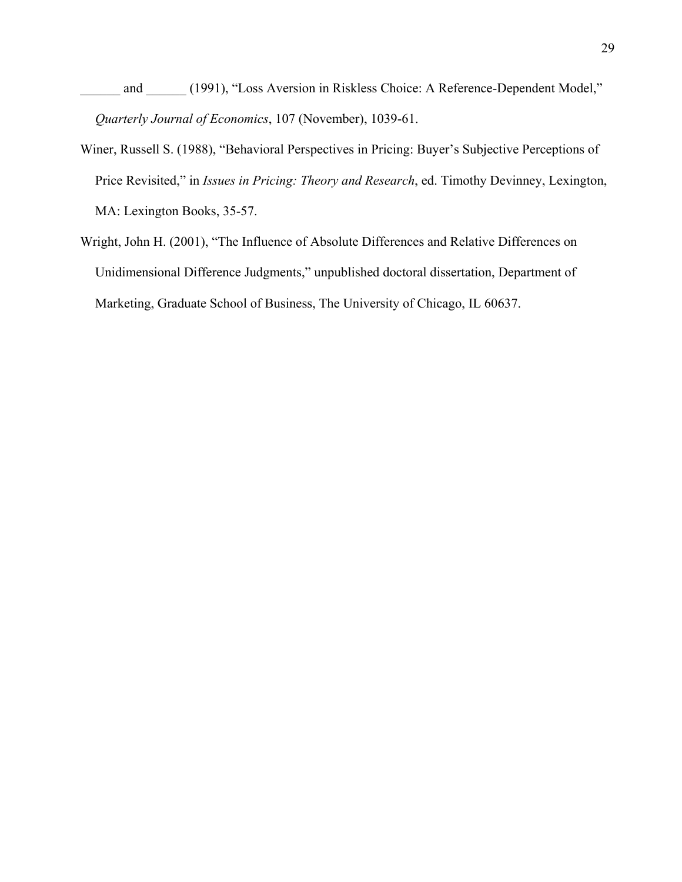______ and ______ (1991), "Loss Aversion in Riskless Choice: A Reference-Dependent Model," *Quarterly Journal of Economics*, 107 (November), 1039-61.

Winer, Russell S. (1988), "Behavioral Perspectives in Pricing: Buyer's Subjective Perceptions of Price Revisited," in *Issues in Pricing: Theory and Research*, ed. Timothy Devinney, Lexington, MA: Lexington Books, 35-57.

Wright, John H. (2001), "The Influence of Absolute Differences and Relative Differences on Unidimensional Difference Judgments," unpublished doctoral dissertation, Department of Marketing, Graduate School of Business, The University of Chicago, IL 60637.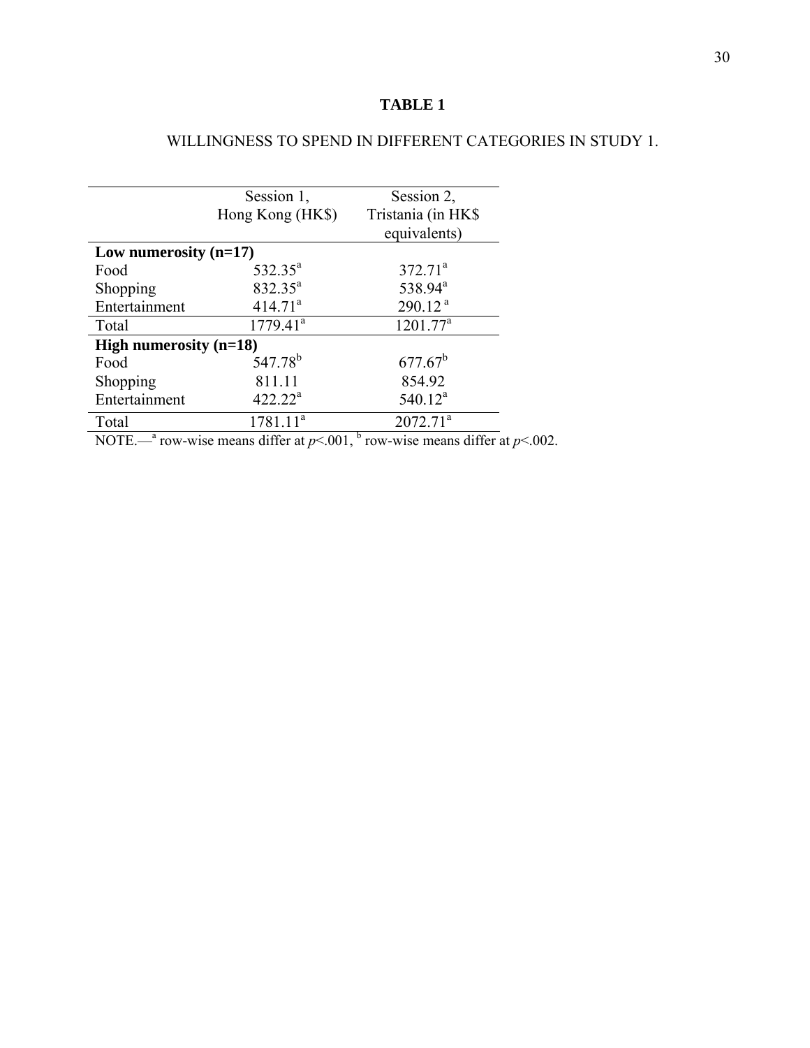**TABLE 1**

WILLINGNESS TO SPEND IN DIFFERENT CATEGORIES IN STUDY 1.

| | Session 1, Hong Kong (HK$) | Session 2, Tristania (in HK$ equivalents) |
|---|---|---|
| **Low numerosity (n=17)** | | |
| Food | 532.35[a] | 372.71[a] |
| Shopping | 832.35[a] | 538.94[a] |
| Entertainment | 414.71[a] | 290.12[a] |
| Total | 1779.41[a] | 1201.77[a] |
| **High numerosity (n=18)** | | |
| Food | 547.78[b] | 677.67[b] |
| Shopping | 811.11 | 854.92 |
| Entertainment | 422.22[a] | 540.12[a] |
| Total | 1781.11[a] | 2072.71[a] |

NOTE.—[a] row-wise means differ at $p<.001$, [b] row-wise means differ at $p<.002$.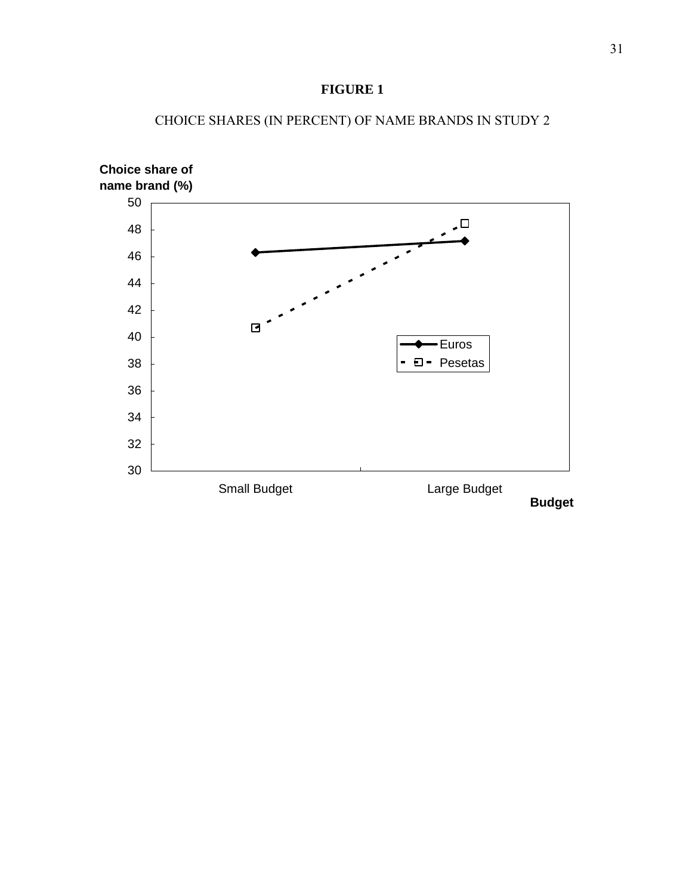**FIGURE 1**

CHOICE SHARES (IN PERCENT) OF NAME BRANDS IN STUDY 2

Choice share of name brand (%)

50
48
46
44
42
40
38
36
34
32
30

Euros
Pesetas

Small Budget
Large Budget
Budget